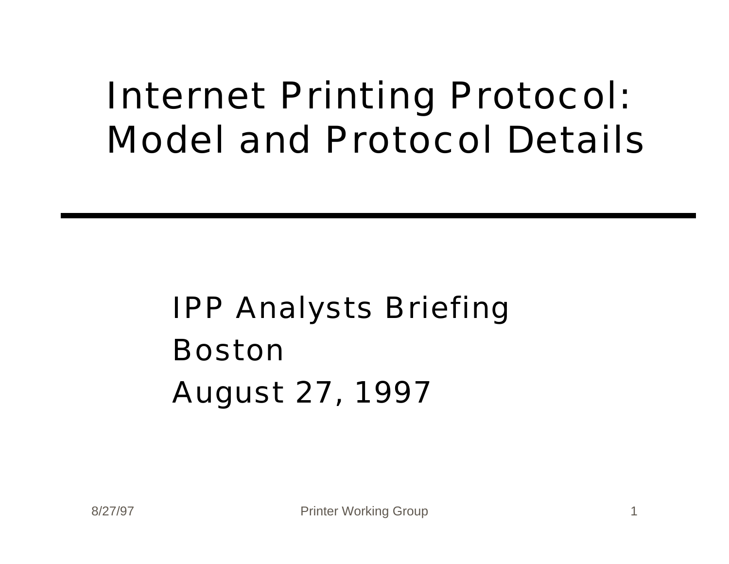# Internet Printing Protocol: Model and Protocol Details

IPP Analysts Briefing

Boston

August 27, 1997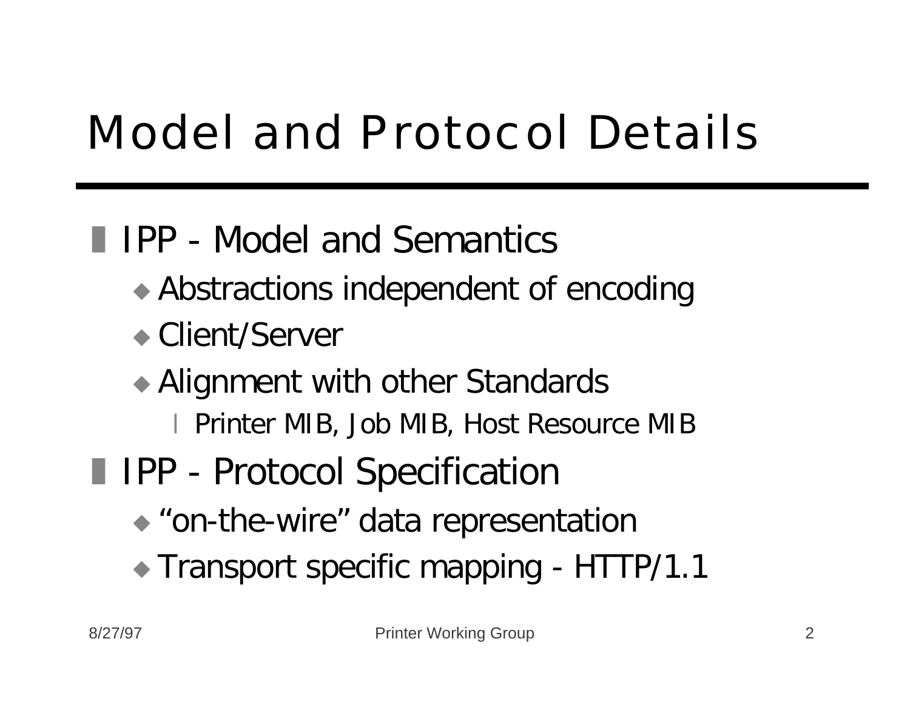# Model and Protocol Details

- IPP - Model and Semantics
  - Abstractions independent of encoding
  - Client/Server
  - Alignment with other Standards
    - Printer MIB, Job MIB, Host Resource MIB
- IPP - Protocol Specification
  - “on-the-wire” data representation
  - Transport specific mapping - HTTP/1.1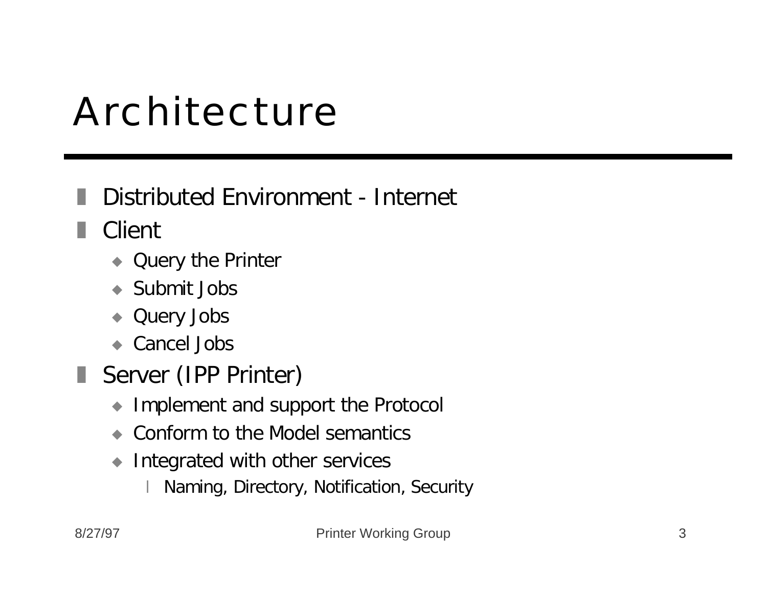# Architecture

- Distributed Environment - Internet
- Client
  - Query the Printer
  - Submit Jobs
  - Query Jobs
  - Cancel Jobs
- Server (IPP Printer)
  - Implement and support the Protocol
  - Conform to the Model semantics
  - Integrated with other services
    - Naming, Directory, Notification, Security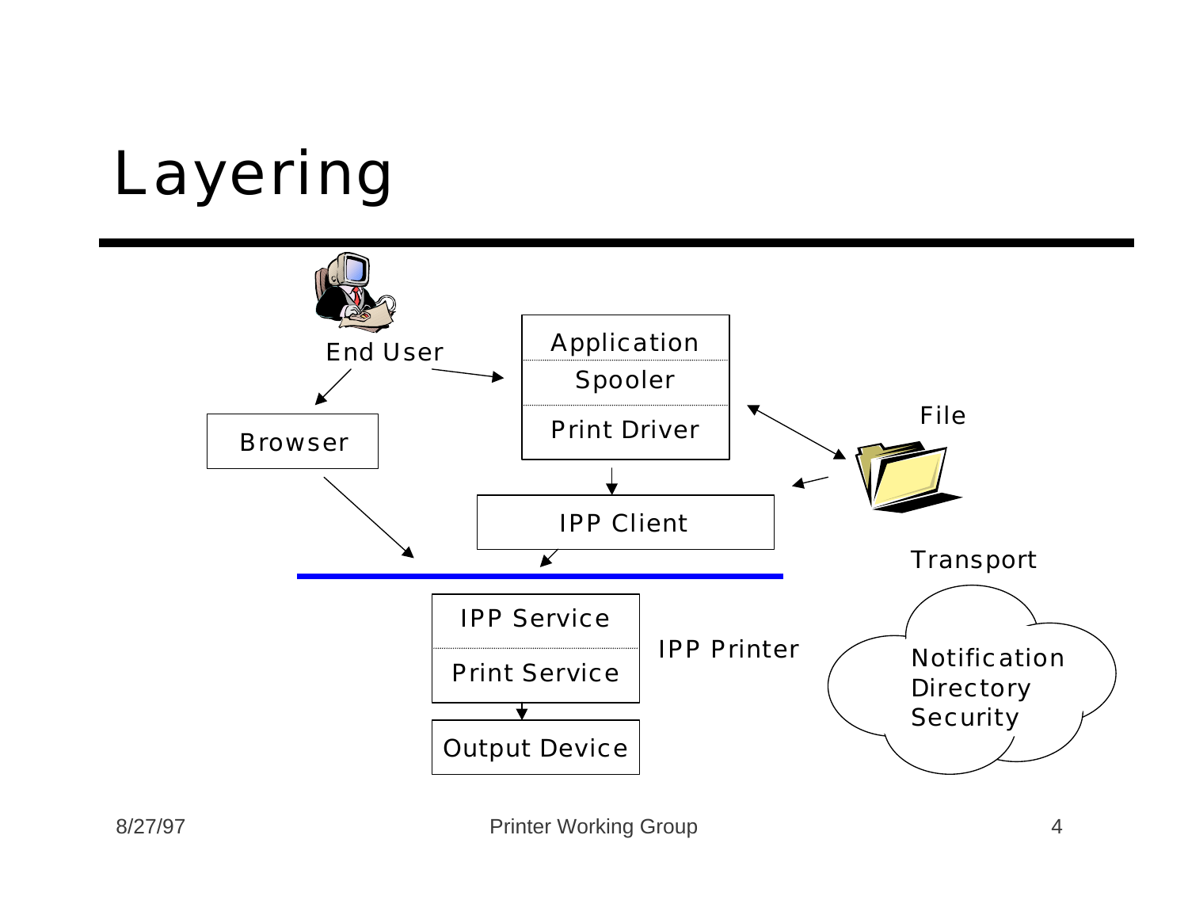# Layering

End User

Browser

Application

Spooler

Print Driver

File

IPP Client

Transport

IPP Service

Print Service

IPP Printer

Output Device

Notification
Directory
Security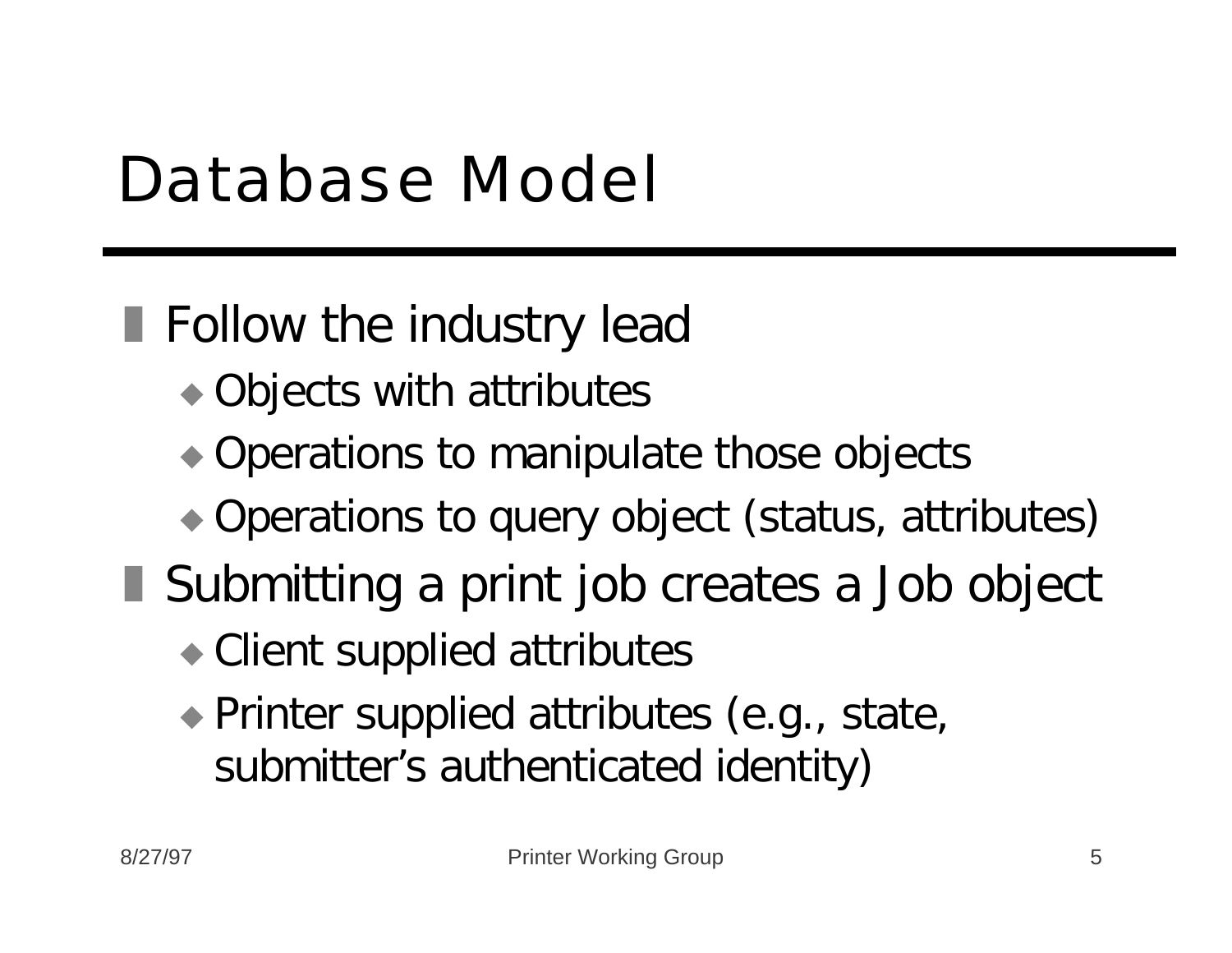# Database Model

- Follow the industry lead
  - Objects with attributes
  - Operations to manipulate those objects
  - Operations to query object (status, attributes)
- Submitting a print job creates a Job object
  - Client supplied attributes
  - Printer supplied attributes (e.g., state, submitter's authenticated identity)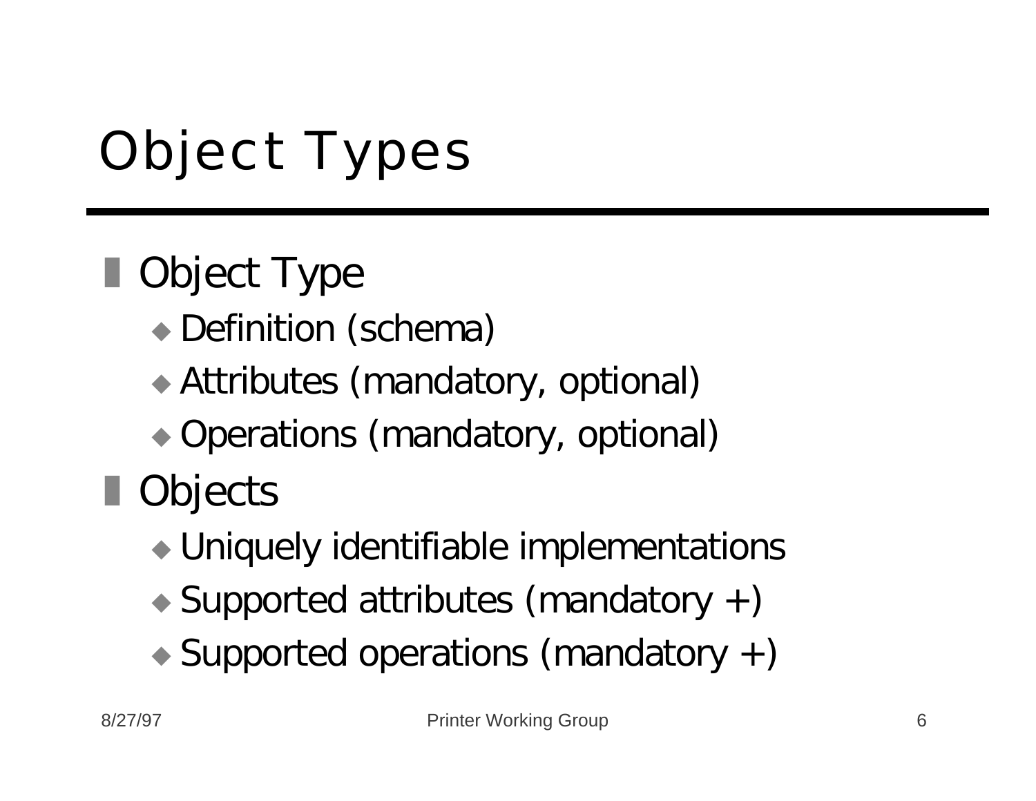# Object Types

- Object Type
  - Definition (schema)
  - Attributes (mandatory, optional)
  - Operations (mandatory, optional)
- Objects
  - Uniquely identifiable implementations
  - Supported attributes (mandatory +)
  - Supported operations (mandatory +)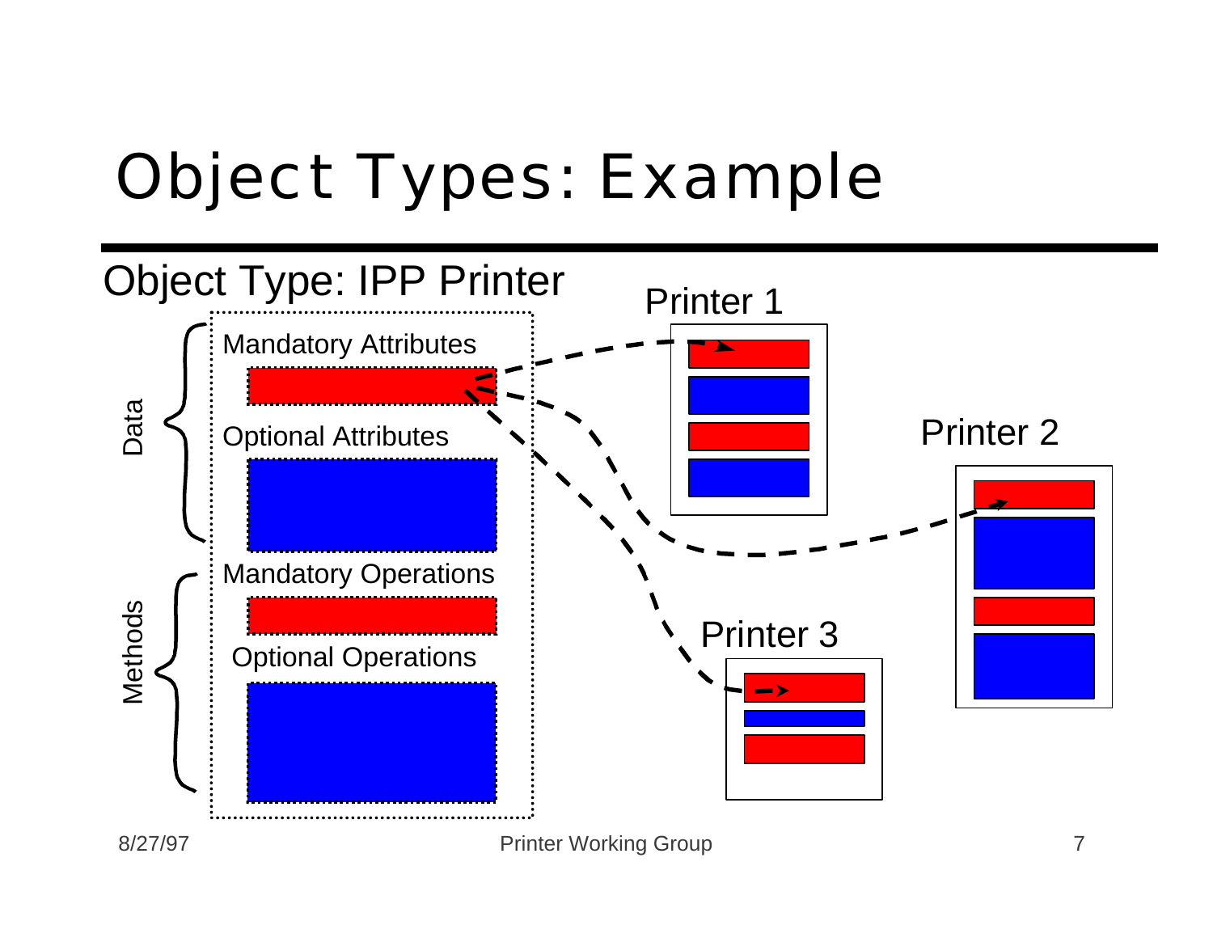# Object Types: Example

Object Type: IPP Printer

Data

- Mandatory Attributes
- Optional Attributes

Methods

- Mandatory Operations
- Optional Operations

Printer 1

Printer 2

Printer 3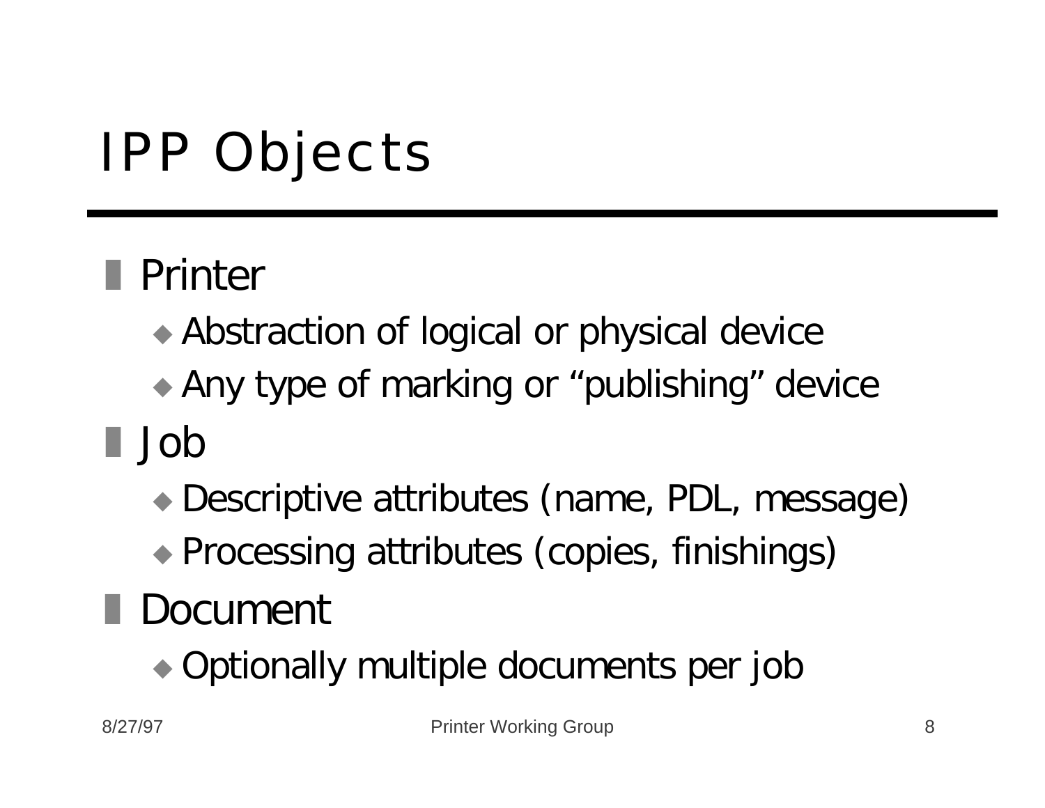# IPP Objects

- Printer
  - Abstraction of logical or physical device
  - Any type of marking or “publishing” device
- Job
  - Descriptive attributes (name, PDL, message)
  - Processing attributes (copies, finishings)
- Document
  - Optionally multiple documents per job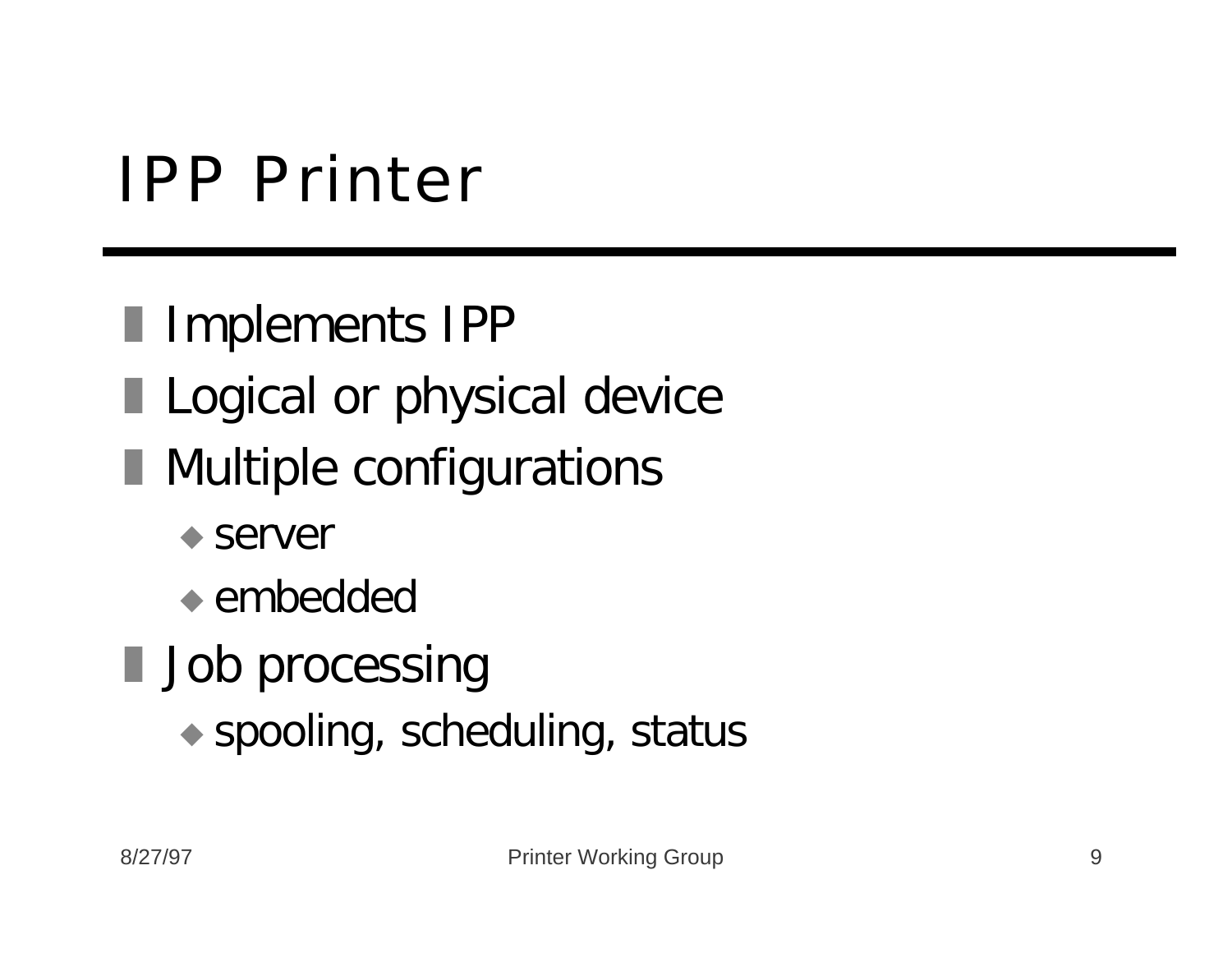# IPP Printer

- Implements IPP
- Logical or physical device
- Multiple configurations
  - server
  - embedded
- Job processing
  - spooling, scheduling, status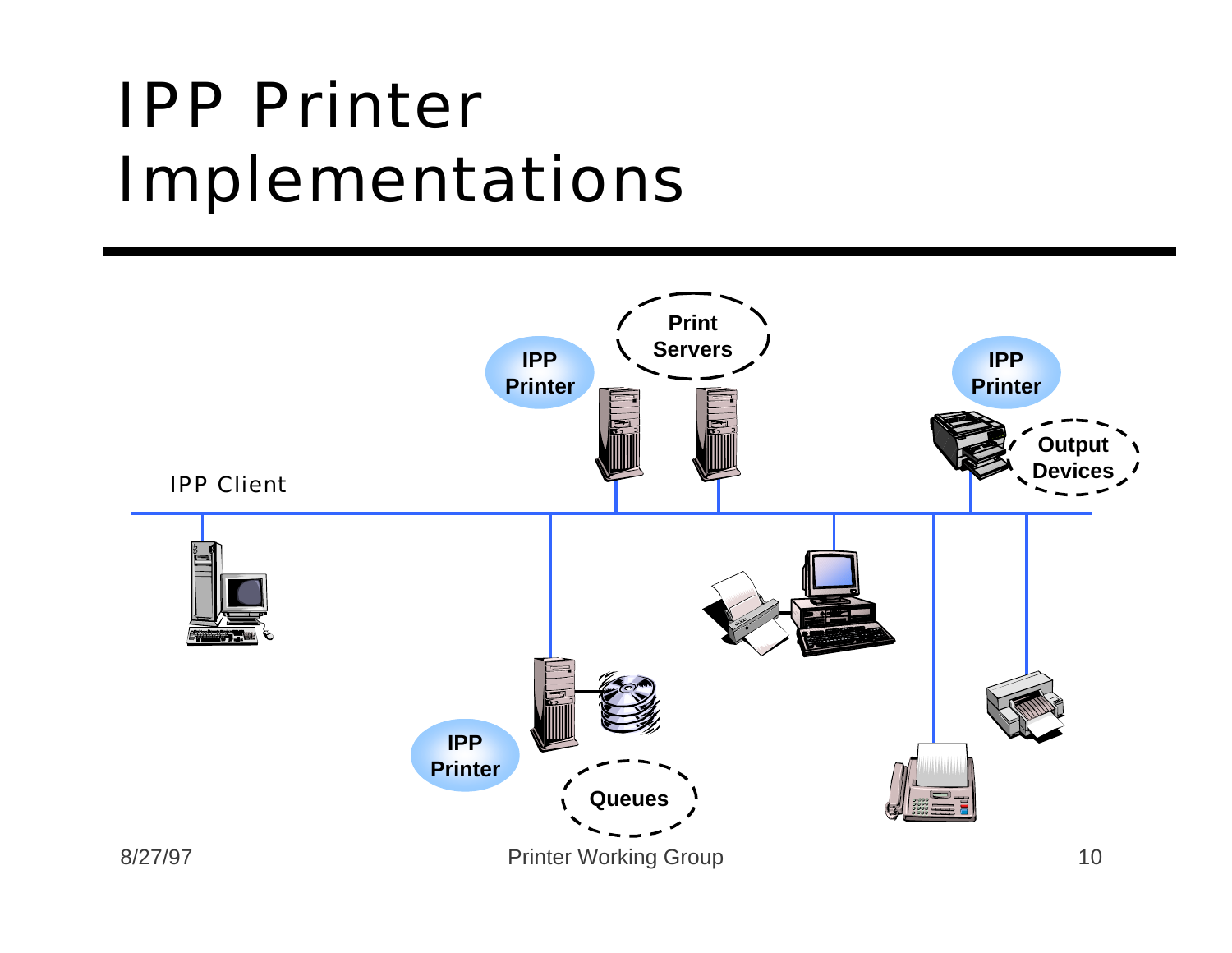# IPP Printer Implementations

IPP Client

IPP Printer

Print Servers

IPP Printer

Output Devices

IPP Printer

Queues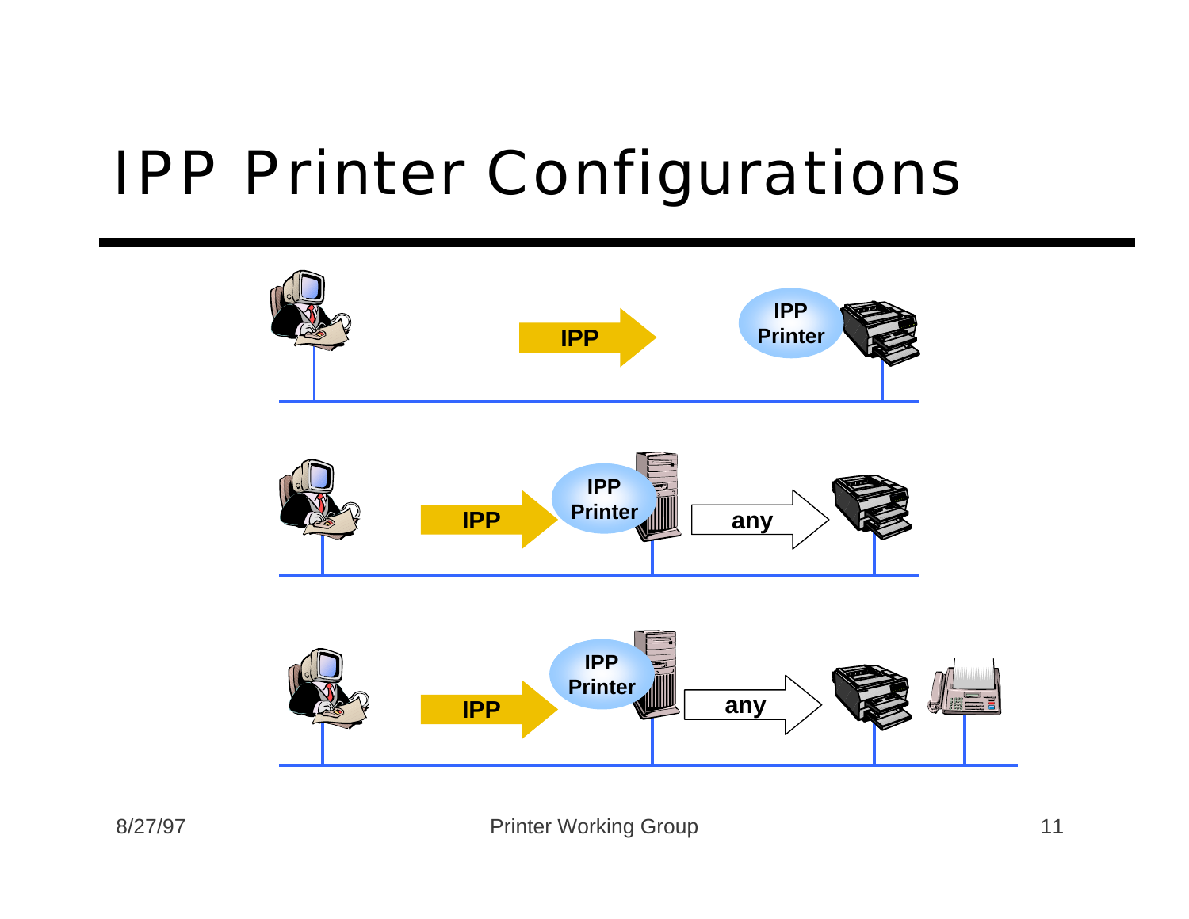# IPP Printer Configurations

IPP → IPP Printer

IPP → IPP Printer → any

IPP → IPP Printer → any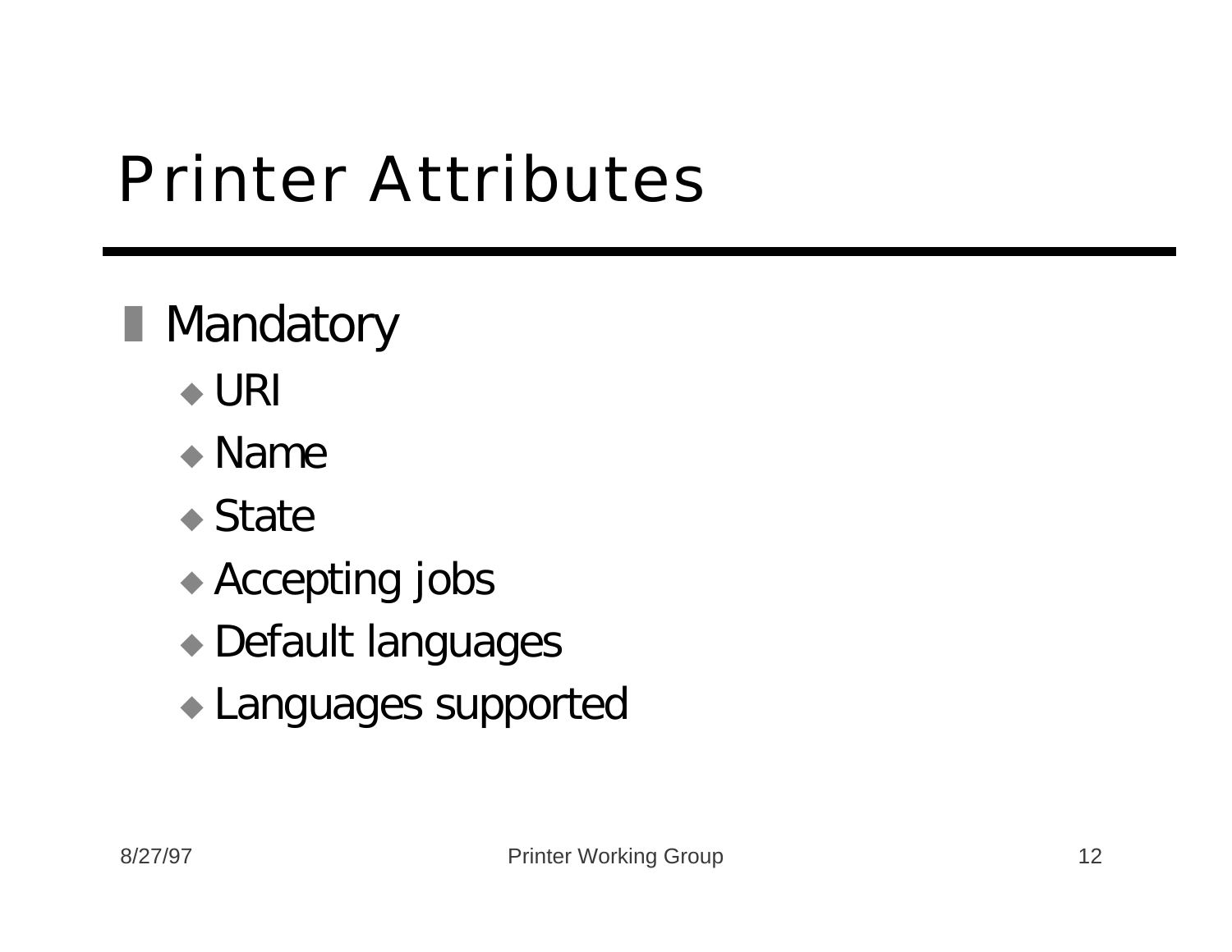# Printer Attributes

- Mandatory
  - URI
  - Name
  - State
  - Accepting jobs
  - Default languages
  - Languages supported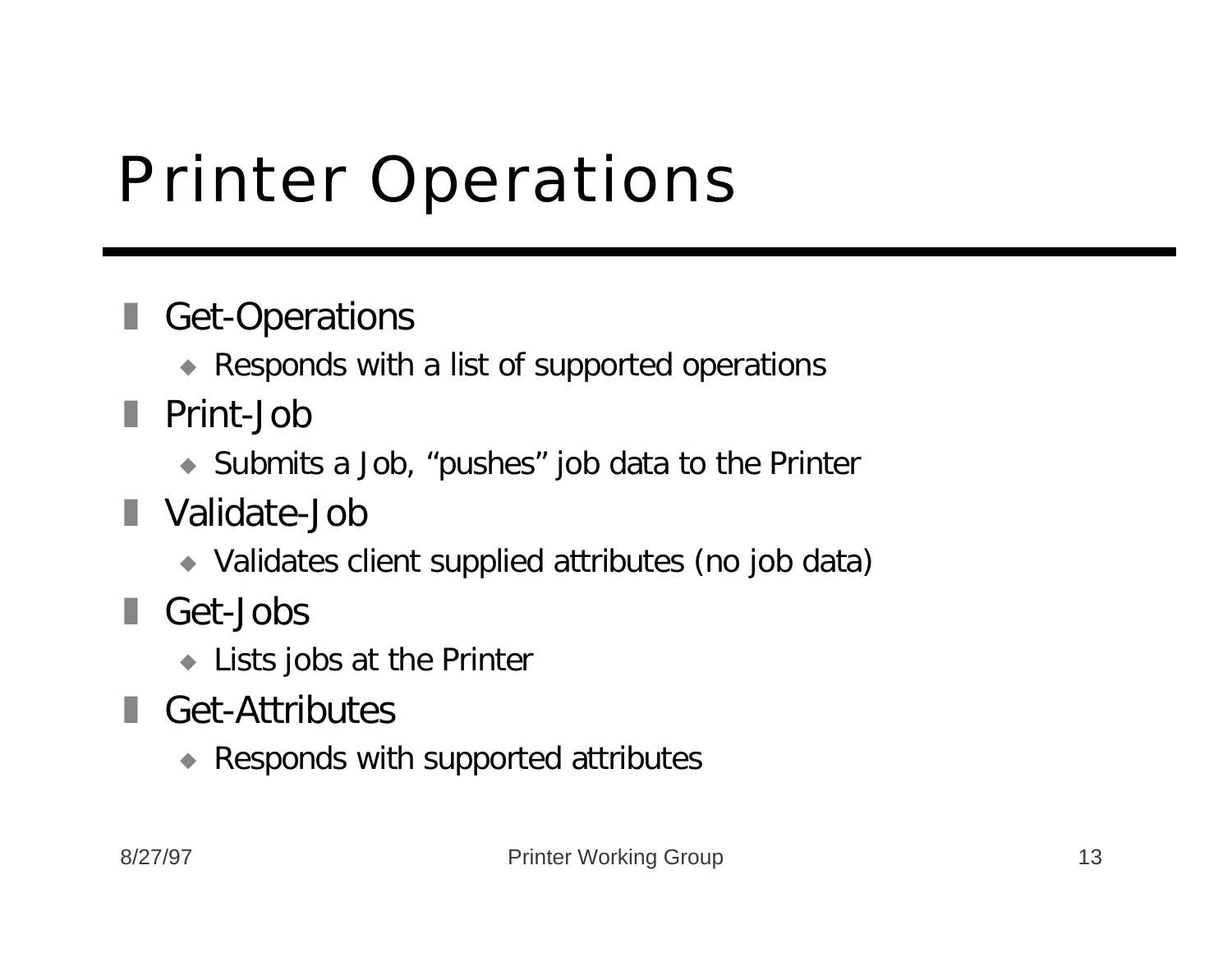# Printer Operations

- Get-Operations
  - Responds with a list of supported operations
- Print-Job
  - Submits a Job, "pushes" job data to the Printer
- Validate-Job
  - Validates client supplied attributes (no job data)
- Get-Jobs
  - Lists jobs at the Printer
- Get-Attributes
  - Responds with supported attributes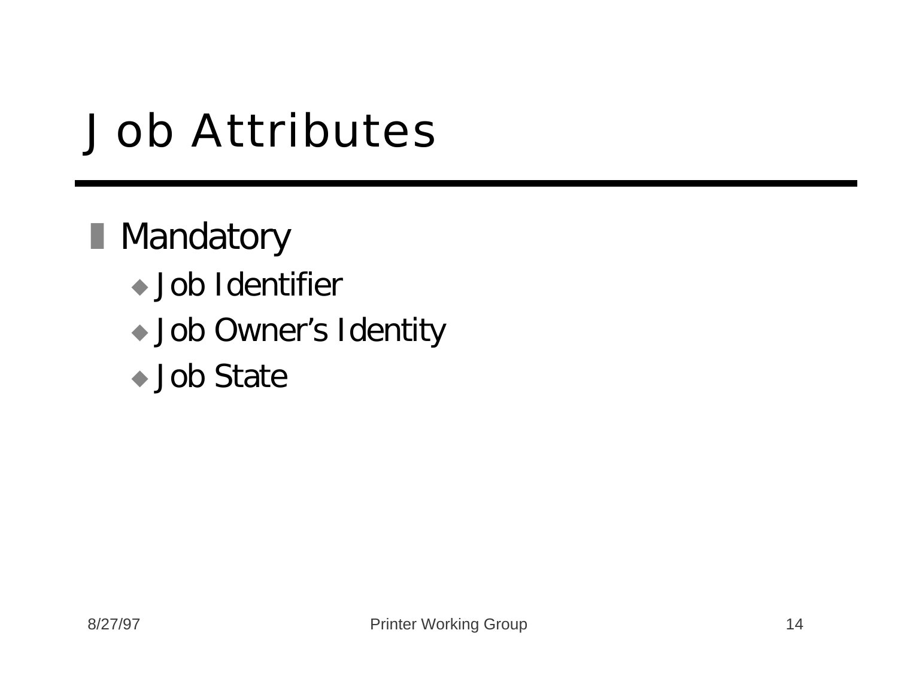# Job Attributes

- Mandatory
  - Job Identifier
  - Job Owner's Identity
  - Job State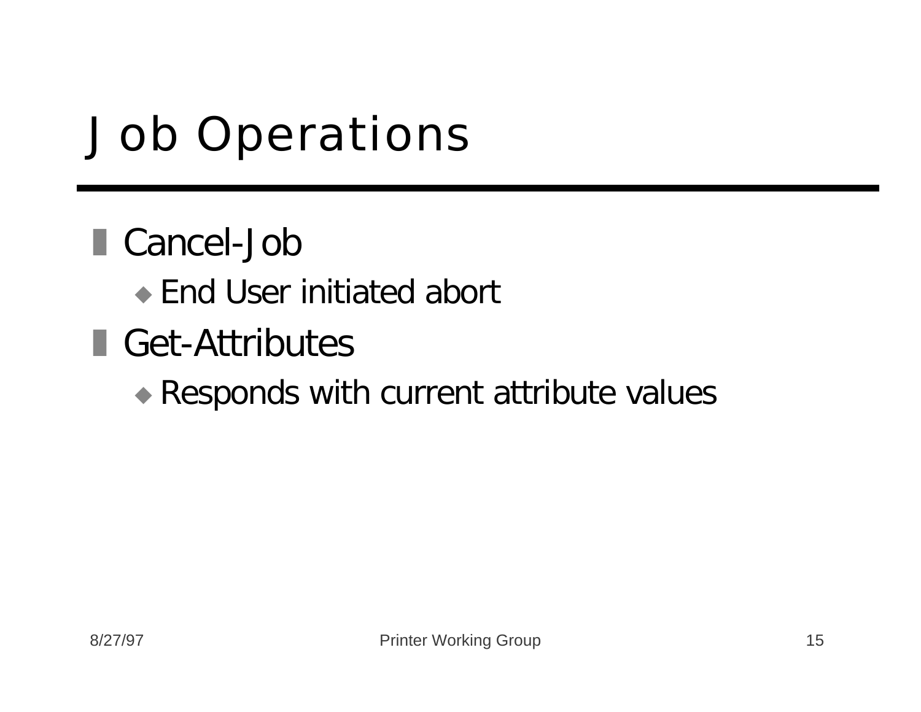# Job Operations

- Cancel-Job
  - End User initiated abort
- Get-Attributes
  - Responds with current attribute values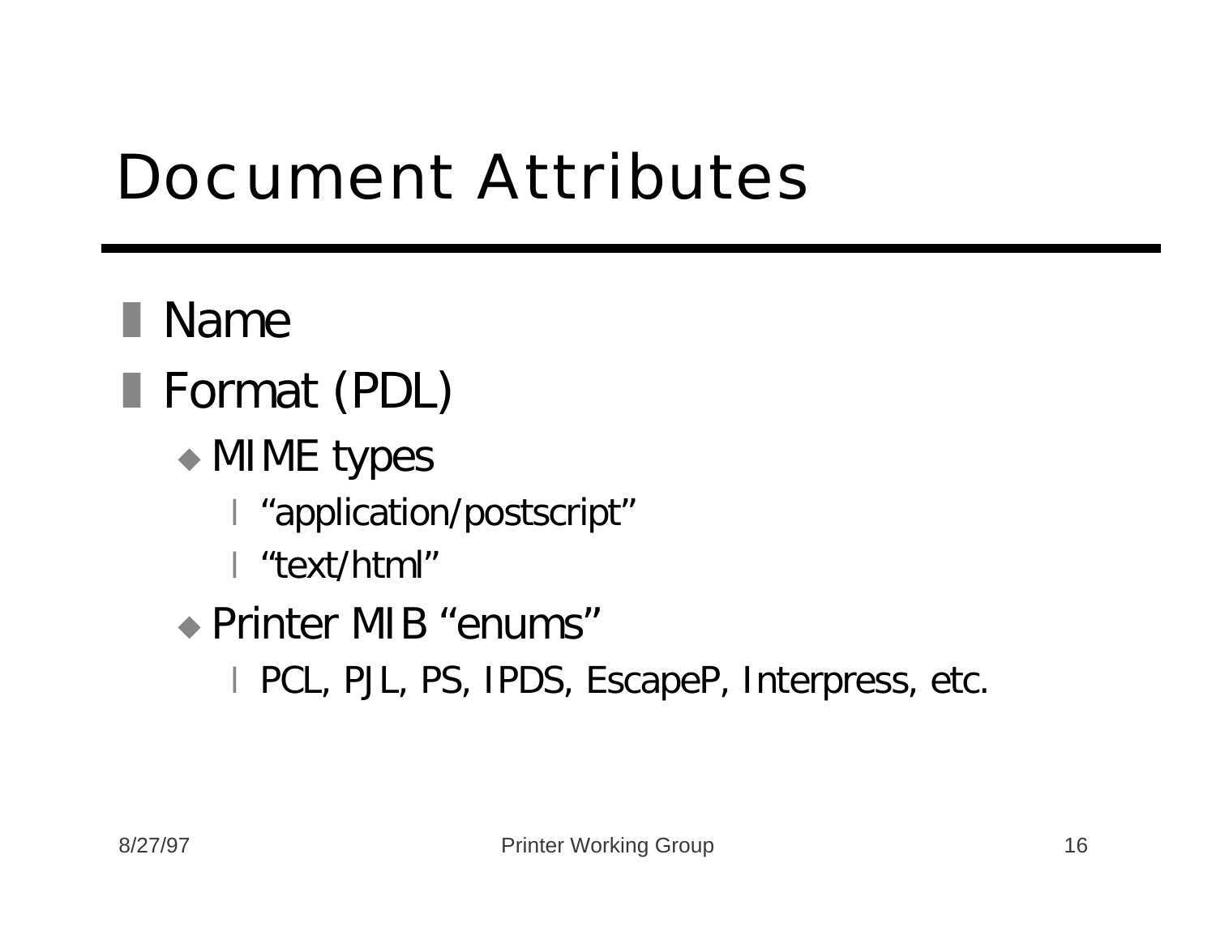# Document Attributes

- Name
- Format (PDL)
  - MIME types
    - “application/postscript”
    - “text/html”
  - Printer MIB “enums”
    - PCL, PJL, PS, IPDS, EscapeP, Interpress, etc.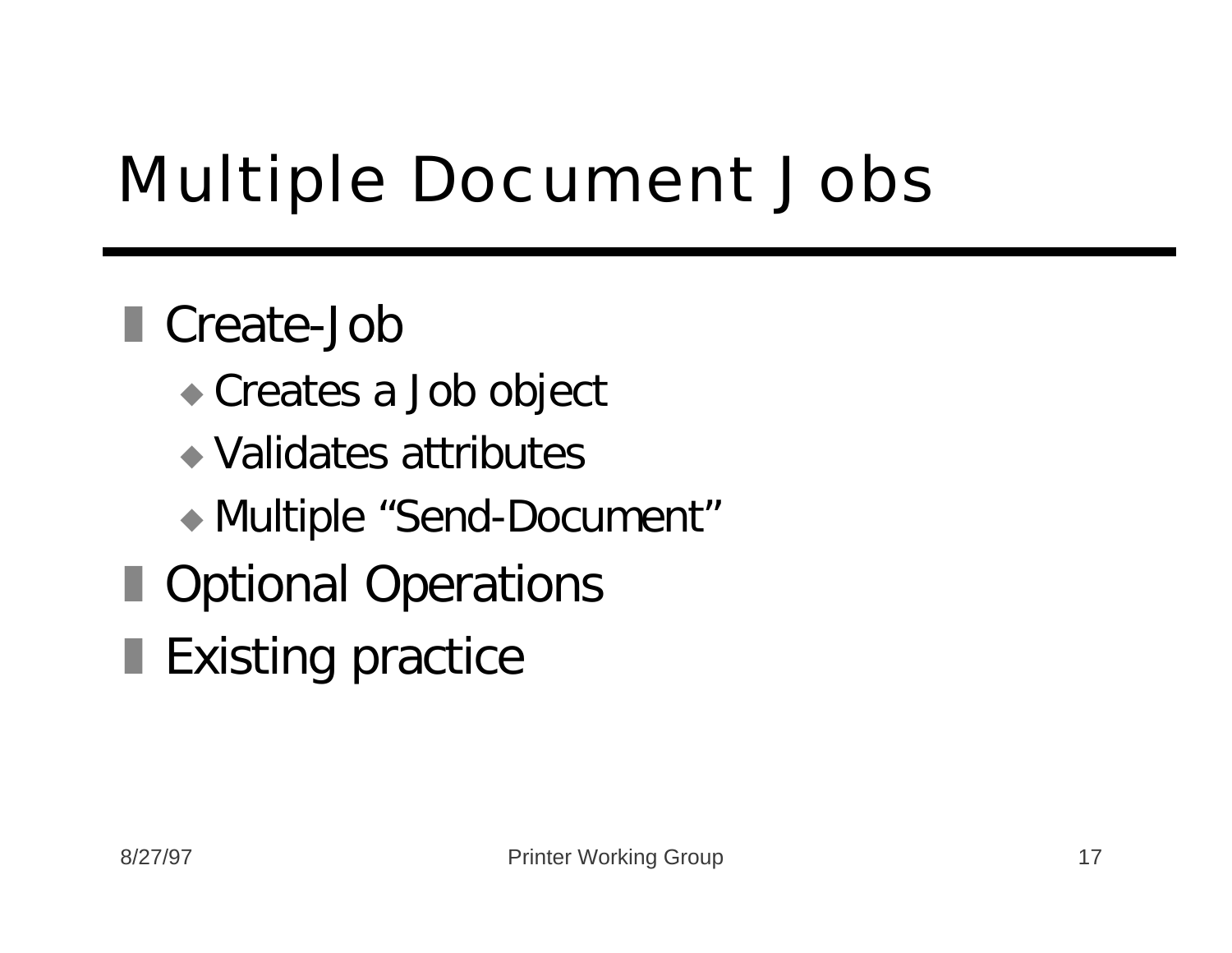# Multiple Document Jobs

- Create-Job
  - Creates a Job object
  - Validates attributes
  - Multiple "Send-Document"
- Optional Operations
- Existing practice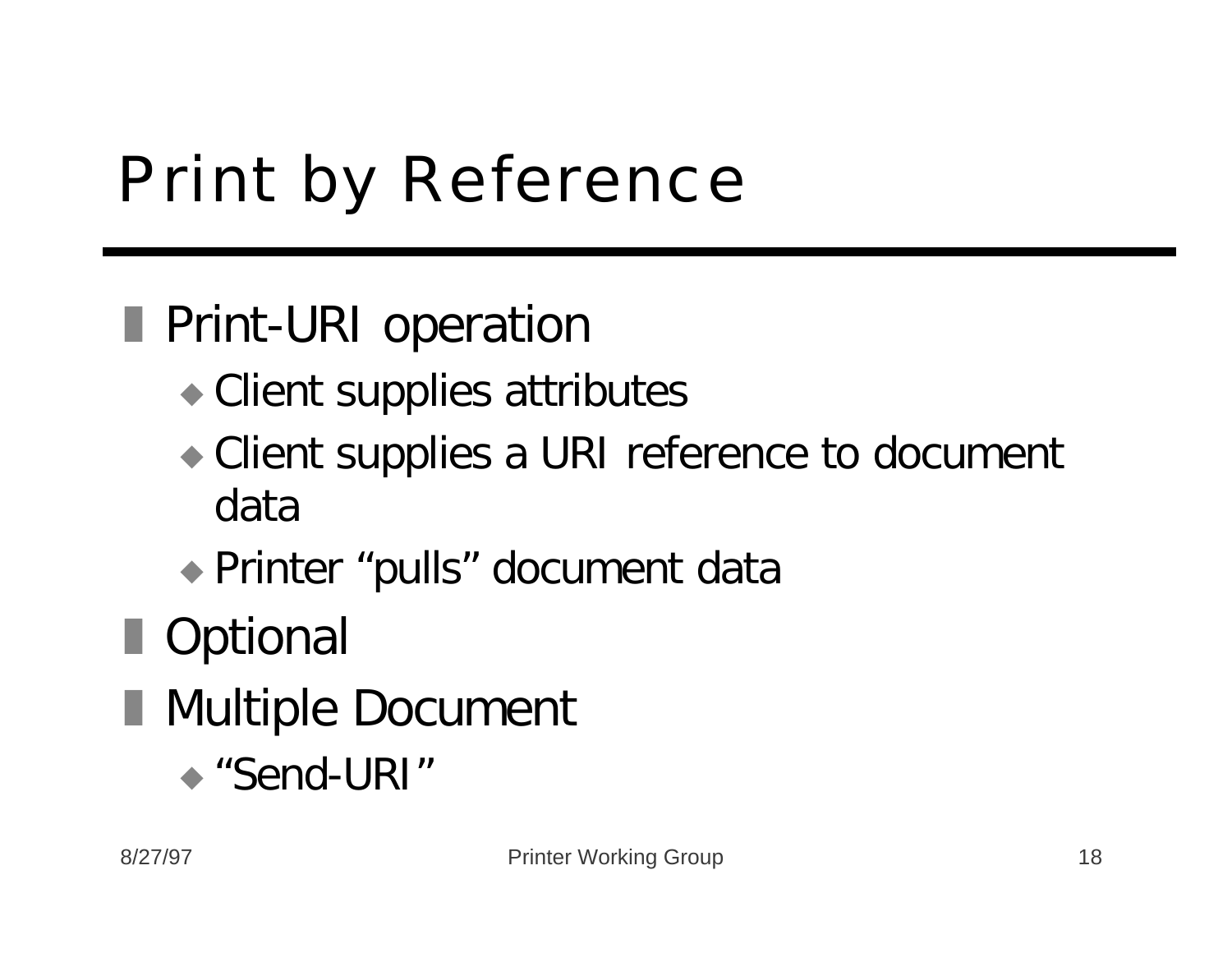# Print by Reference

- Print-URI operation
  - Client supplies attributes
  - Client supplies a URI reference to document data
  - Printer “pulls” document data
- Optional
- Multiple Document
  - “Send-URI”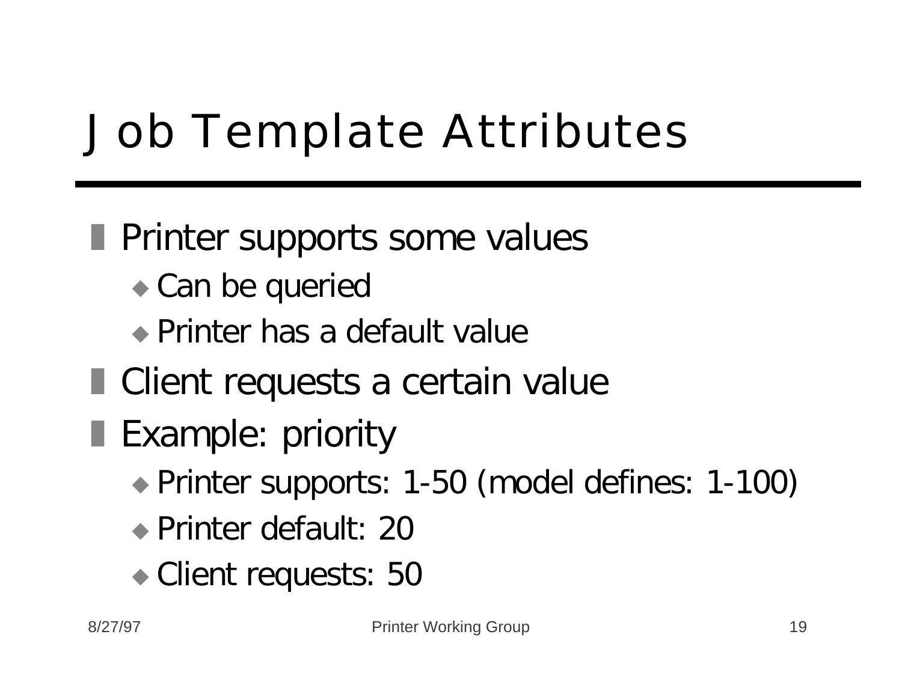# Job Template Attributes

- Printer supports some values
  - Can be queried
  - Printer has a default value
- Client requests a certain value
- Example: priority
  - Printer supports: 1-50 (model defines: 1-100)
  - Printer default: 20
  - Client requests: 50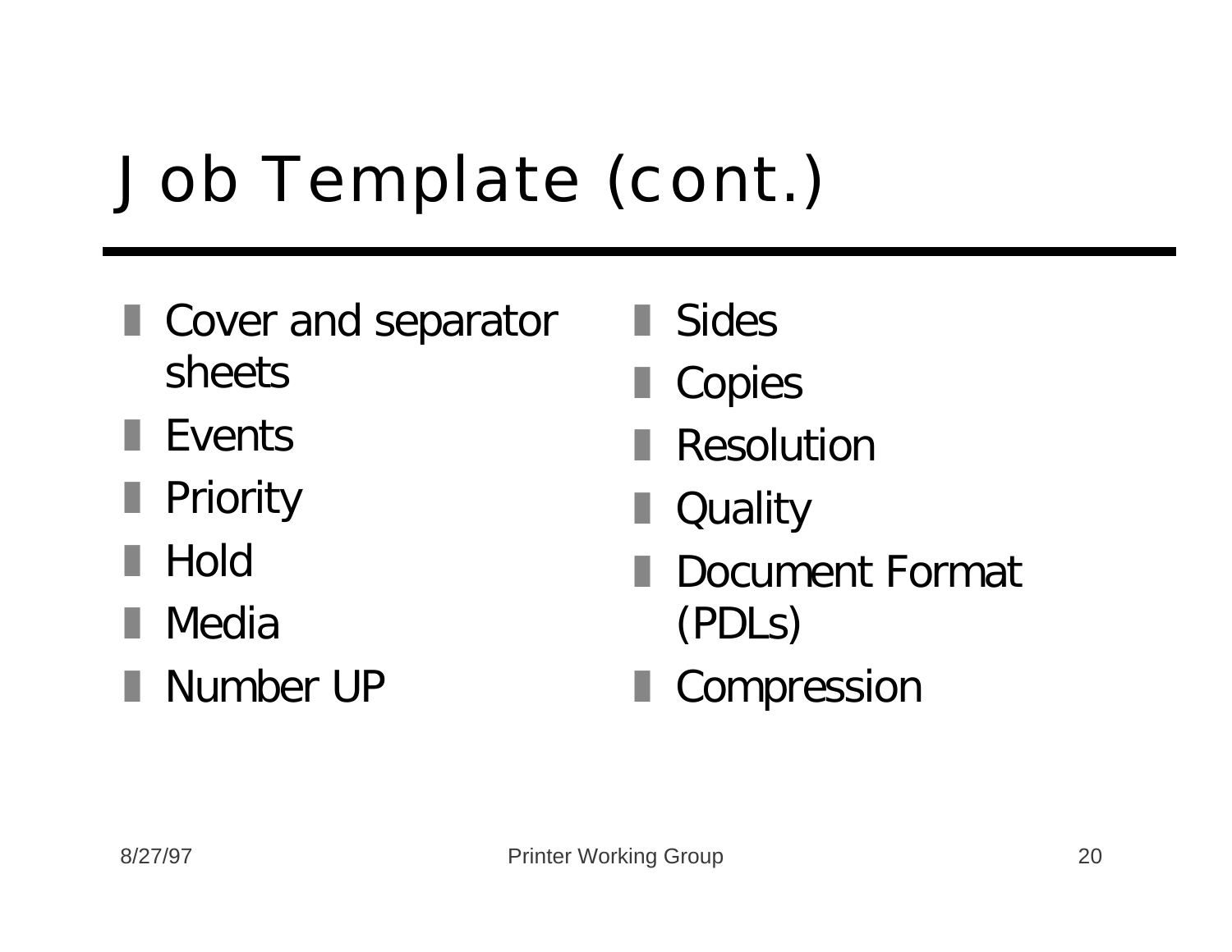# Job Template (cont.)

- Cover and separator sheets
- Events
- Priority
- Hold
- Media
- Number UP
- Sides
- Copies
- Resolution
- Quality
- Document Format (PDLs)
- Compression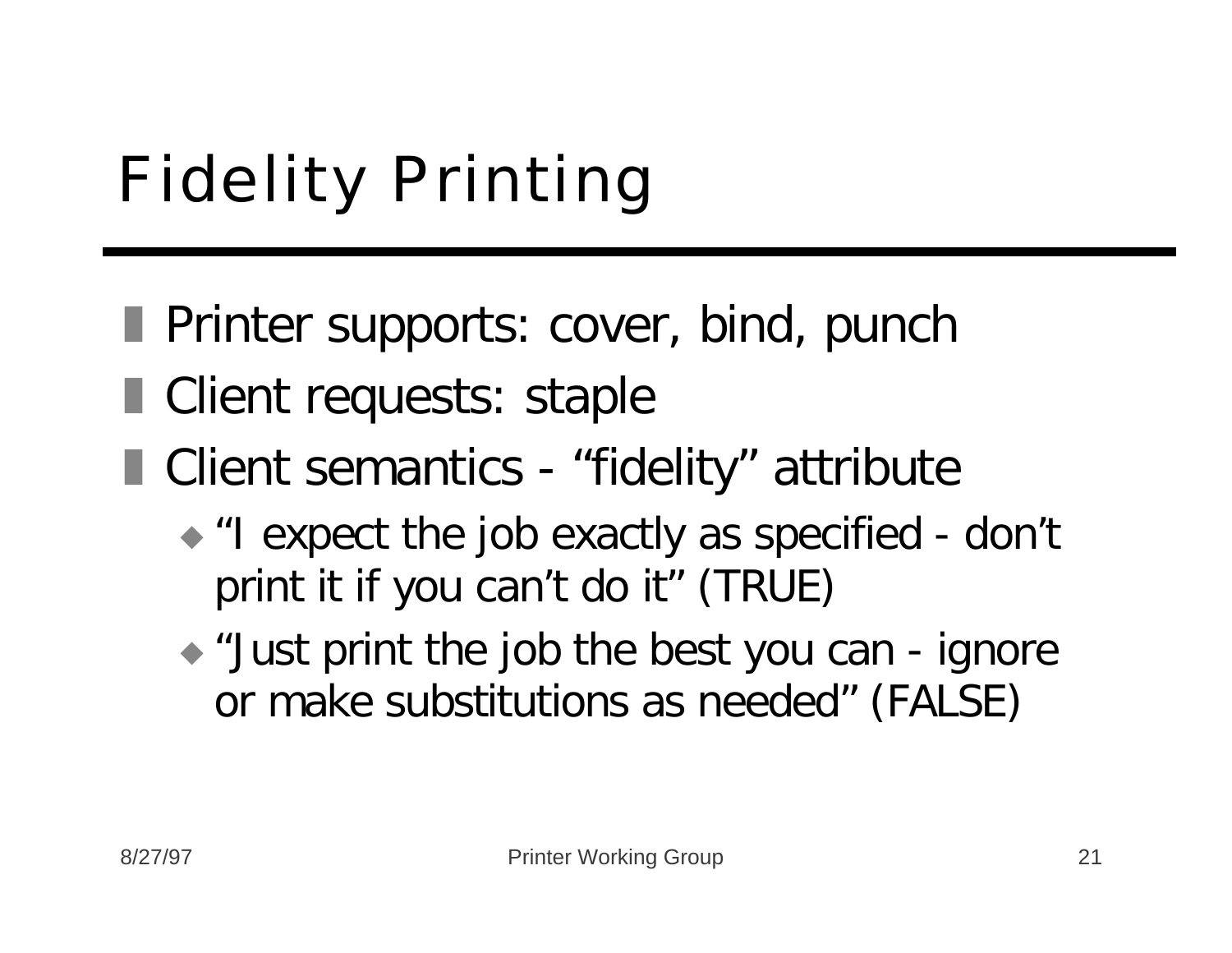# Fidelity Printing

- Printer supports: cover, bind, punch
- Client requests: staple
- Client semantics - “fidelity” attribute
  - “I expect the job exactly as specified - don’t print it if you can’t do it” (TRUE)
  - “Just print the job the best you can - ignore or make substitutions as needed” (FALSE)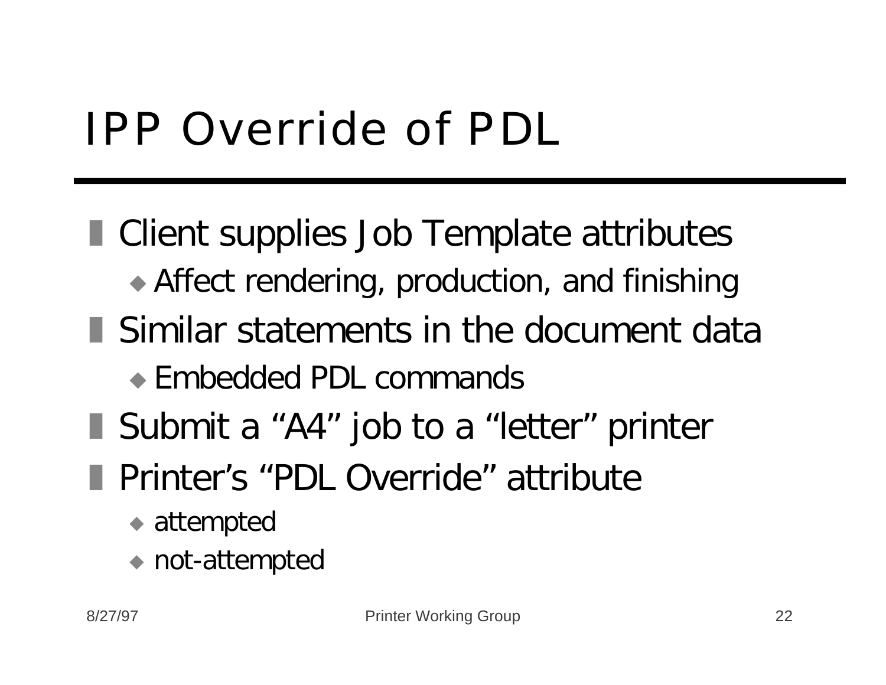# IPP Override of PDL

- Client supplies Job Template attributes
  - Affect rendering, production, and finishing
- Similar statements in the document data
  - Embedded PDL commands
- Submit a “A4” job to a “letter” printer
- Printer’s “PDL Override” attribute
  - attempted
  - not-attempted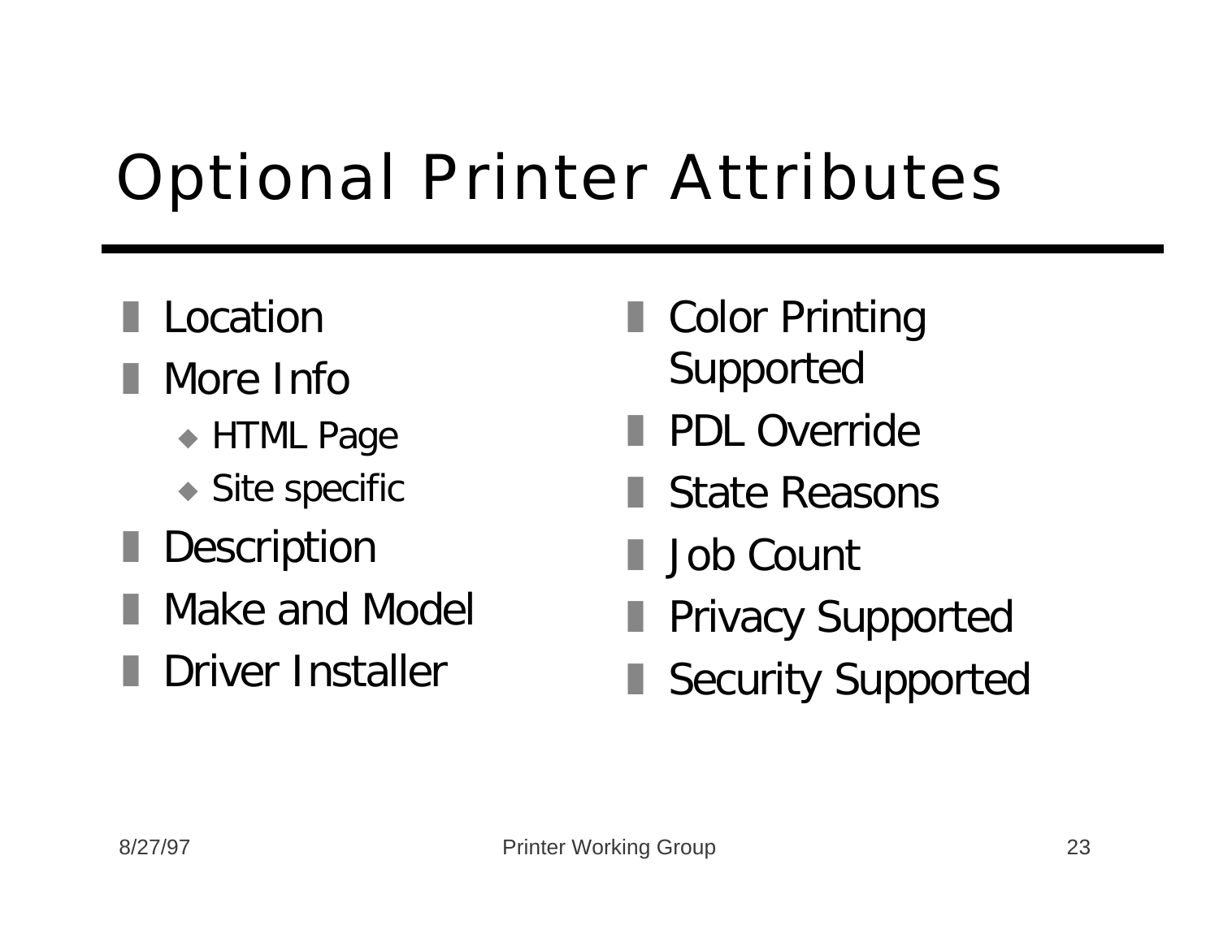# Optional Printer Attributes

- Location
- More Info
  - HTML Page
  - Site specific
- Description
- Make and Model
- Driver Installer
- Color Printing Supported
- PDL Override
- State Reasons
- Job Count
- Privacy Supported
- Security Supported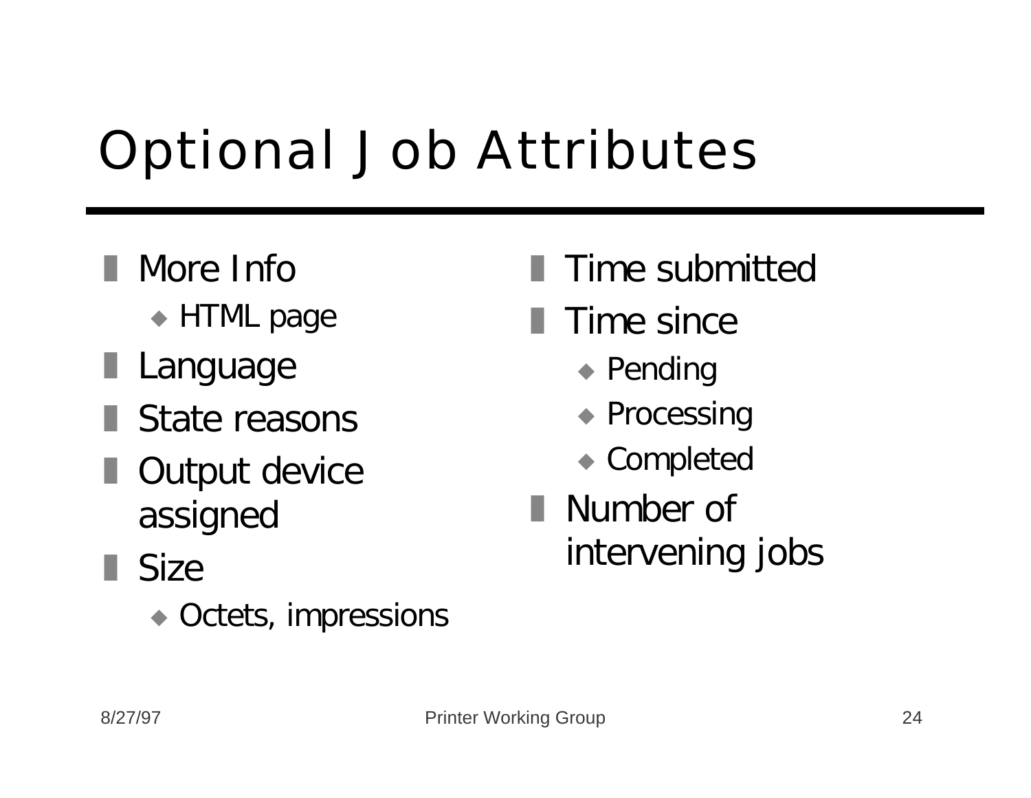# Optional Job Attributes

- More Info
  - HTML page
- Language
- State reasons
- Output device assigned
- Size
  - Octets, impressions
- Time submitted
- Time since
  - Pending
  - Processing
  - Completed
- Number of intervening jobs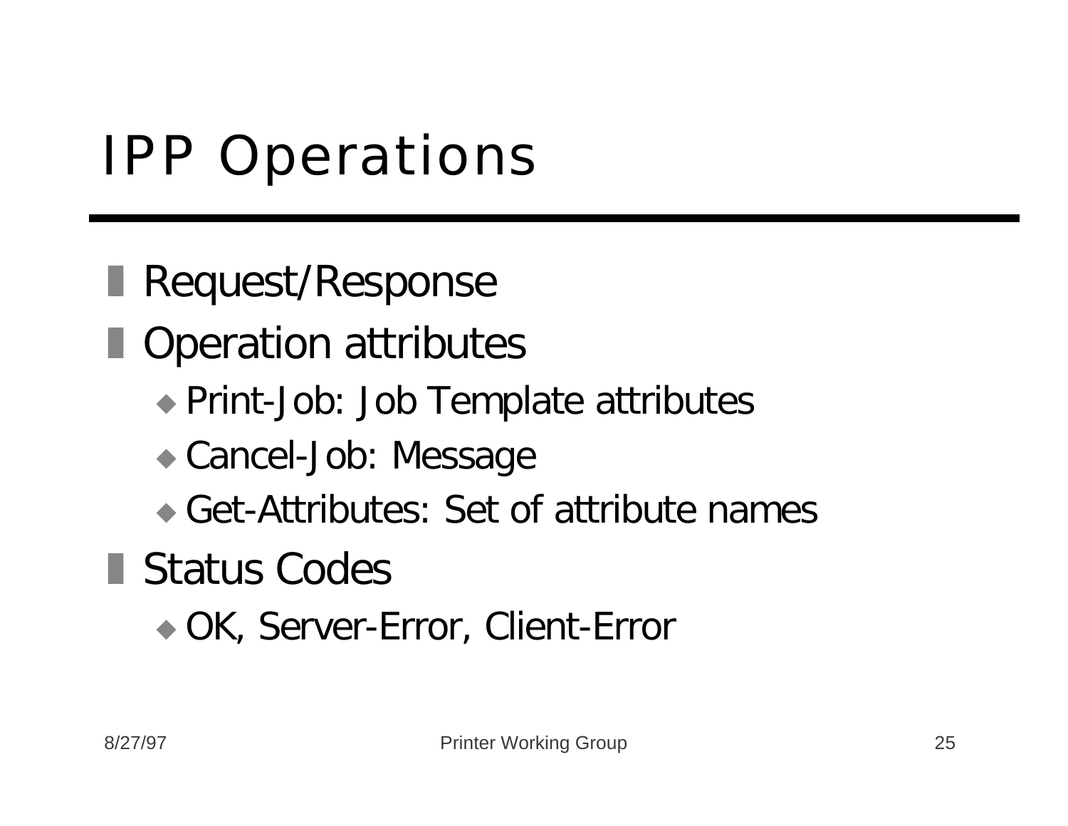# IPP Operations

- Request/Response
- Operation attributes
  - Print-Job: Job Template attributes
  - Cancel-Job: Message
  - Get-Attributes: Set of attribute names
- Status Codes
  - OK, Server-Error, Client-Error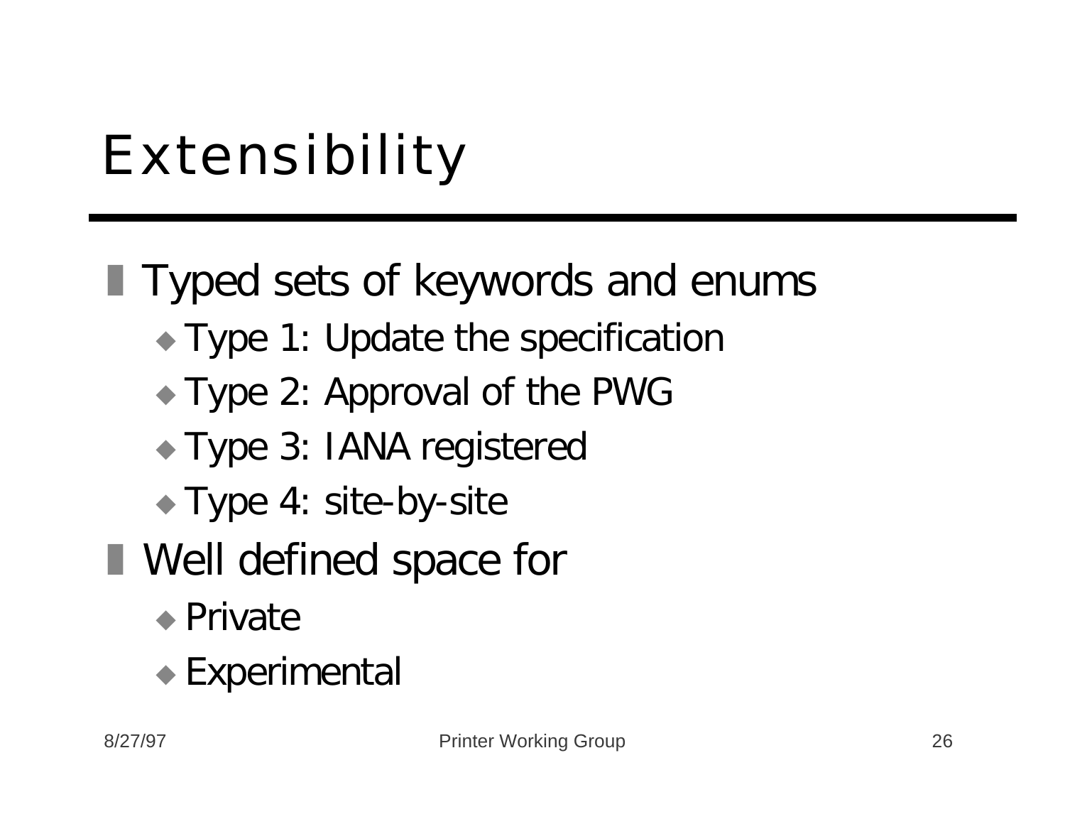# Extensibility

- Typed sets of keywords and enums
  - Type 1: Update the specification
  - Type 2: Approval of the PWG
  - Type 3: IANA registered
  - Type 4: site-by-site
- Well defined space for
  - Private
  - Experimental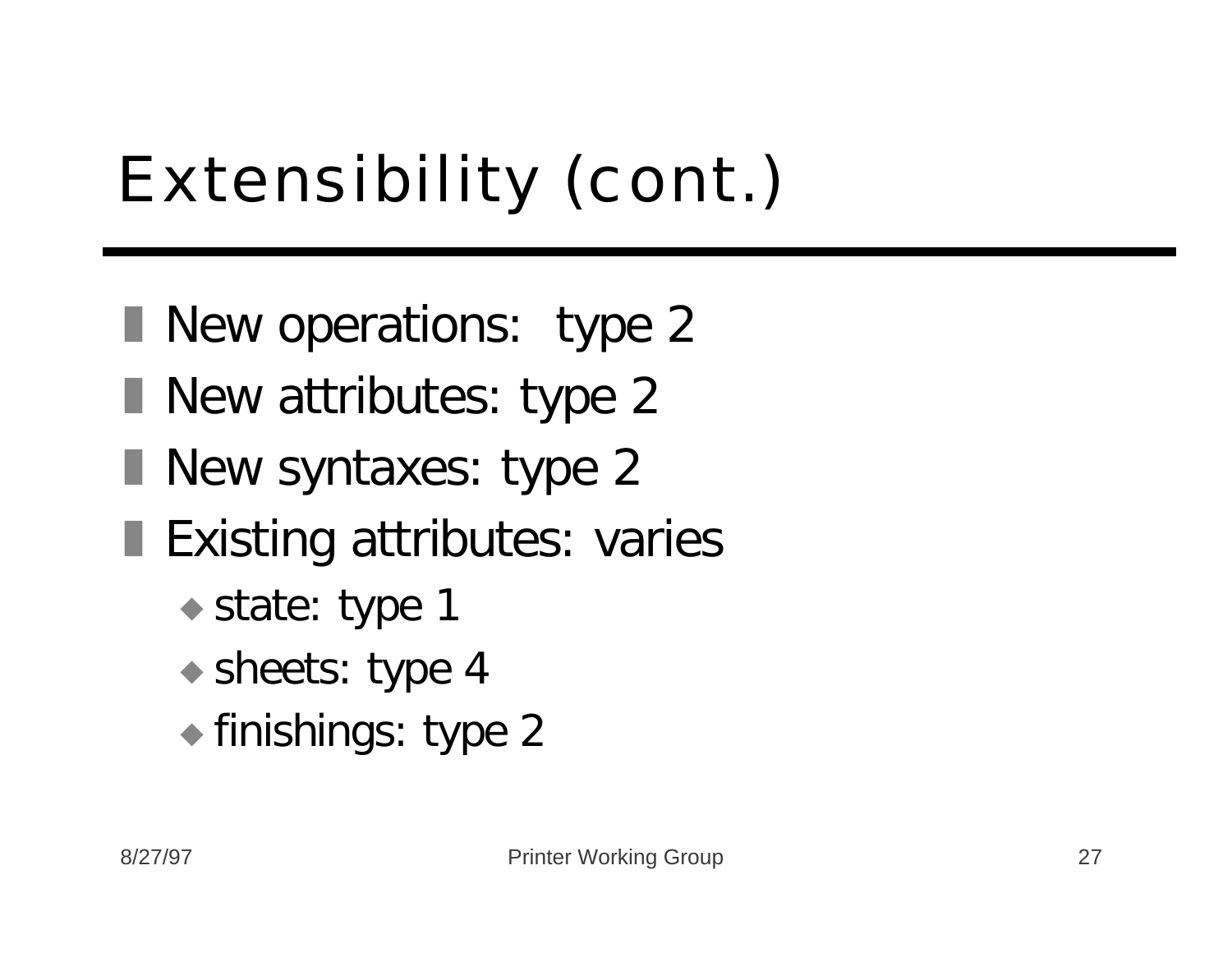# Extensibility (cont.)

- New operations:  type 2
- New attributes: type 2
- New syntaxes: type 2
- Existing attributes: varies
  - state: type 1
  - sheets: type 4
  - finishings: type 2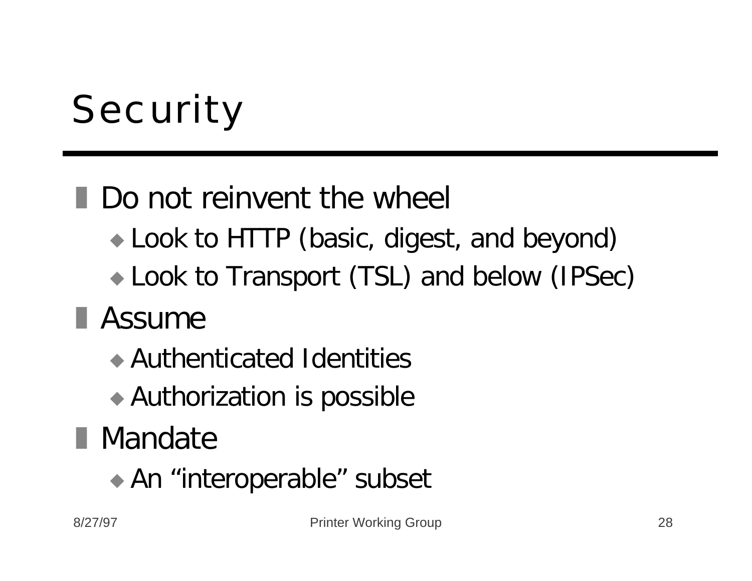# Security

- Do not reinvent the wheel
  - Look to HTTP (basic, digest, and beyond)
  - Look to Transport (TSL) and below (IPSec)
- Assume
  - Authenticated Identities
  - Authorization is possible
- Mandate
  - An "interoperable" subset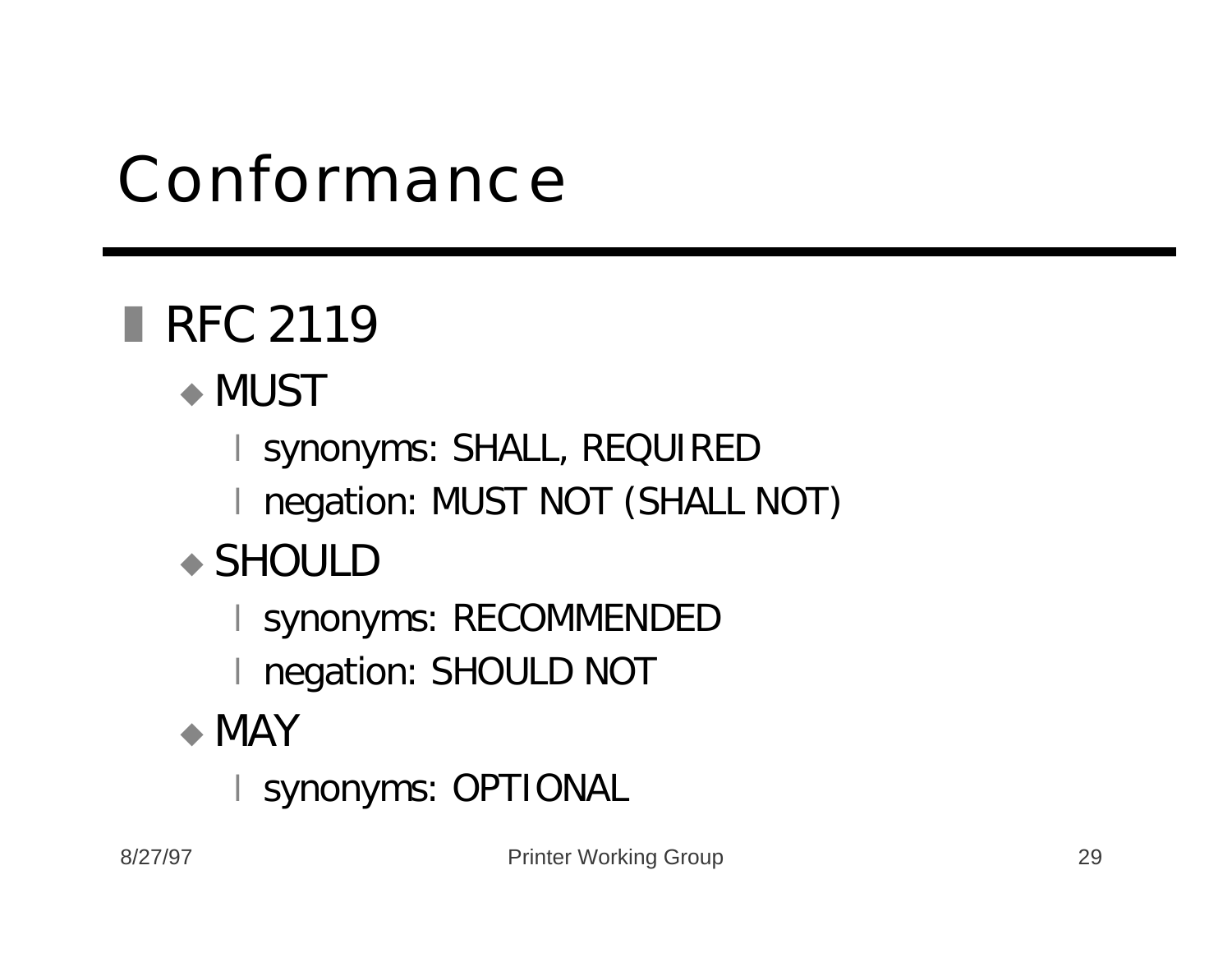# Conformance

- RFC 2119
  - MUST
    - synonyms: SHALL, REQUIRED
    - negation: MUST NOT (SHALL NOT)
  - SHOULD
    - synonyms: RECOMMENDED
    - negation: SHOULD NOT
  - MAY
    - synonyms: OPTIONAL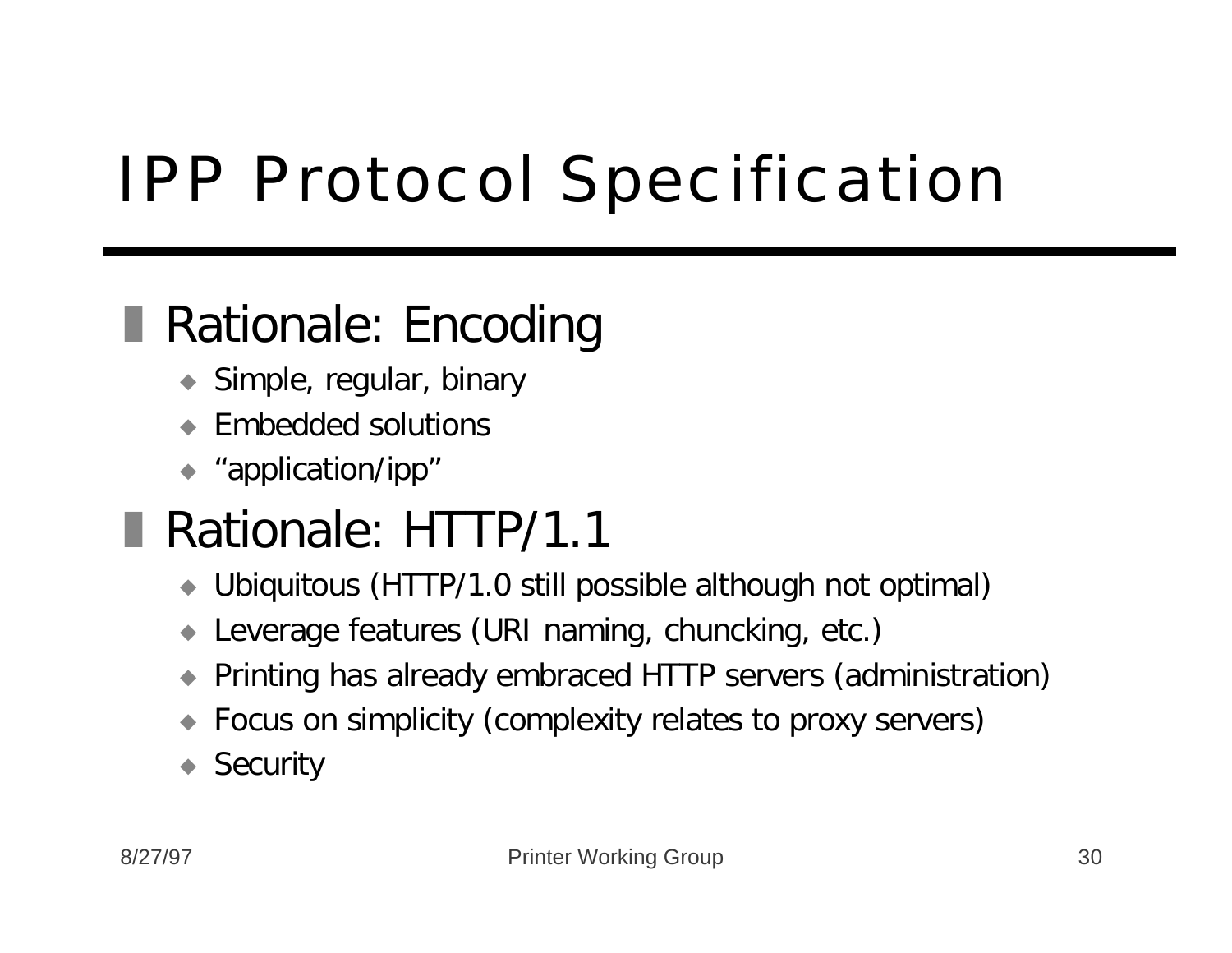# IPP Protocol Specification

## Rationale: Encoding

- Simple, regular, binary
- Embedded solutions
- “application/ipp”

## Rationale: HTTP/1.1

- Ubiquitous (HTTP/1.0 still possible although not optimal)
- Leverage features (URI naming, chuncking, etc.)
- Printing has already embraced HTTP servers (administration)
- Focus on simplicity (complexity relates to proxy servers)
- Security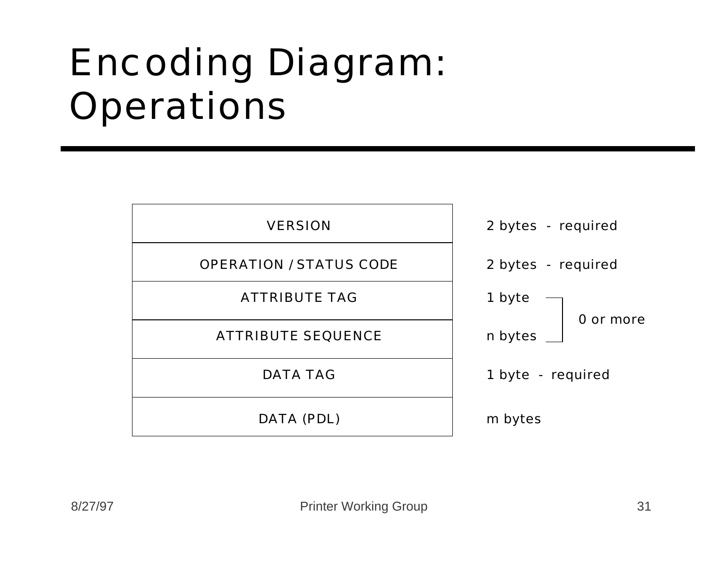# Encoding Diagram: Operations

| Field | Size |
| --- | --- |
| VERSION | 2 bytes - required |
| OPERATION / STATUS CODE | 2 bytes - required |
| ATTRIBUTE TAG | 1 byte (0 or more) |
| ATTRIBUTE SEQUENCE | n bytes (0 or more) |
| DATA TAG | 1 byte - required |
| DATA (PDL) | m bytes |

8/27/97 Printer Working Group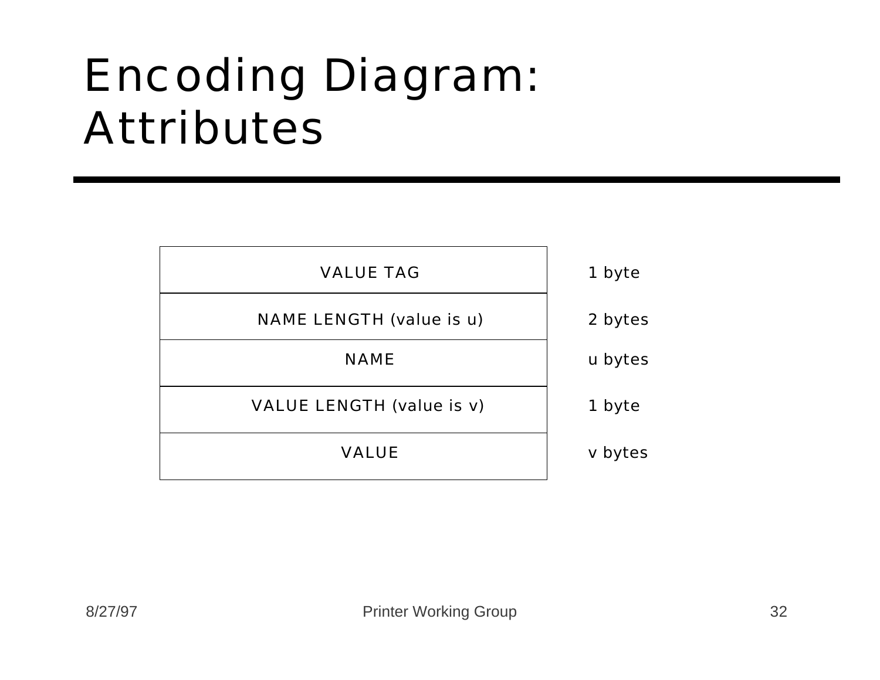# Encoding Diagram: Attributes

| Field | Size |
| --- | --- |
| VALUE TAG | 1 byte |
| NAME LENGTH (value is u) | 2 bytes |
| NAME | u bytes |
| VALUE LENGTH (value is v) | 1 byte |
| VALUE | v bytes |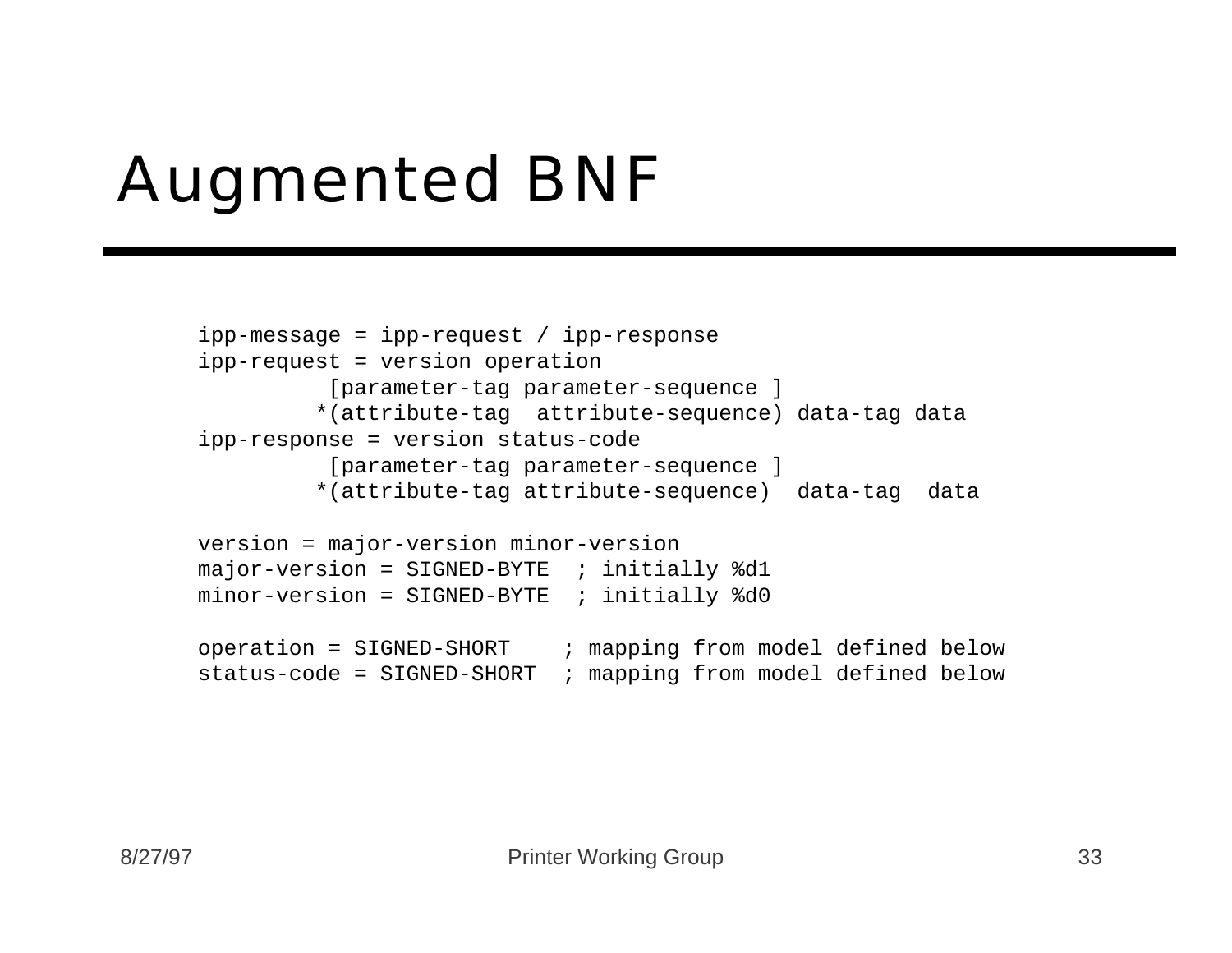# Augmented BNF

```
ipp-message = ipp-request / ipp-response
ipp-request = version operation
          [parameter-tag parameter-sequence ]
         *(attribute-tag  attribute-sequence) data-tag data
ipp-response = version status-code
          [parameter-tag parameter-sequence ]
         *(attribute-tag attribute-sequence)  data-tag  data

version = major-version minor-version
major-version = SIGNED-BYTE  ; initially %d1
minor-version = SIGNED-BYTE  ; initially %d0

operation = SIGNED-SHORT    ; mapping from model defined below
status-code = SIGNED-SHORT  ; mapping from model defined below
```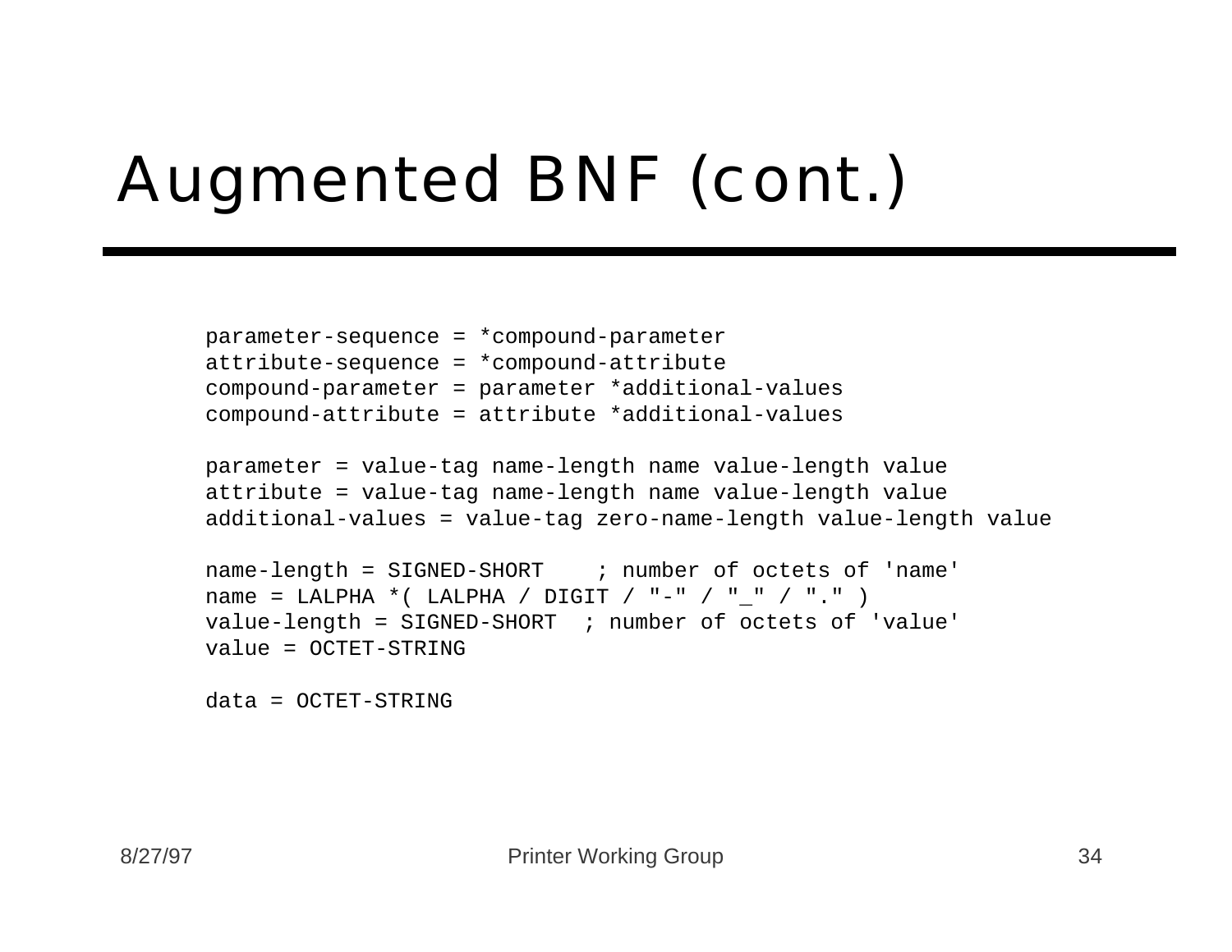# Augmented BNF (cont.)

```
parameter-sequence = *compound-parameter
attribute-sequence = *compound-attribute
compound-parameter = parameter *additional-values
compound-attribute = attribute *additional-values

parameter = value-tag name-length name value-length value
attribute = value-tag name-length name value-length value
additional-values = value-tag zero-name-length value-length value

name-length = SIGNED-SHORT    ; number of octets of 'name'
name = LALPHA *( LALPHA / DIGIT / "-" / "_" / "." )
value-length = SIGNED-SHORT  ; number of octets of 'value'
value = OCTET-STRING

data = OCTET-STRING
```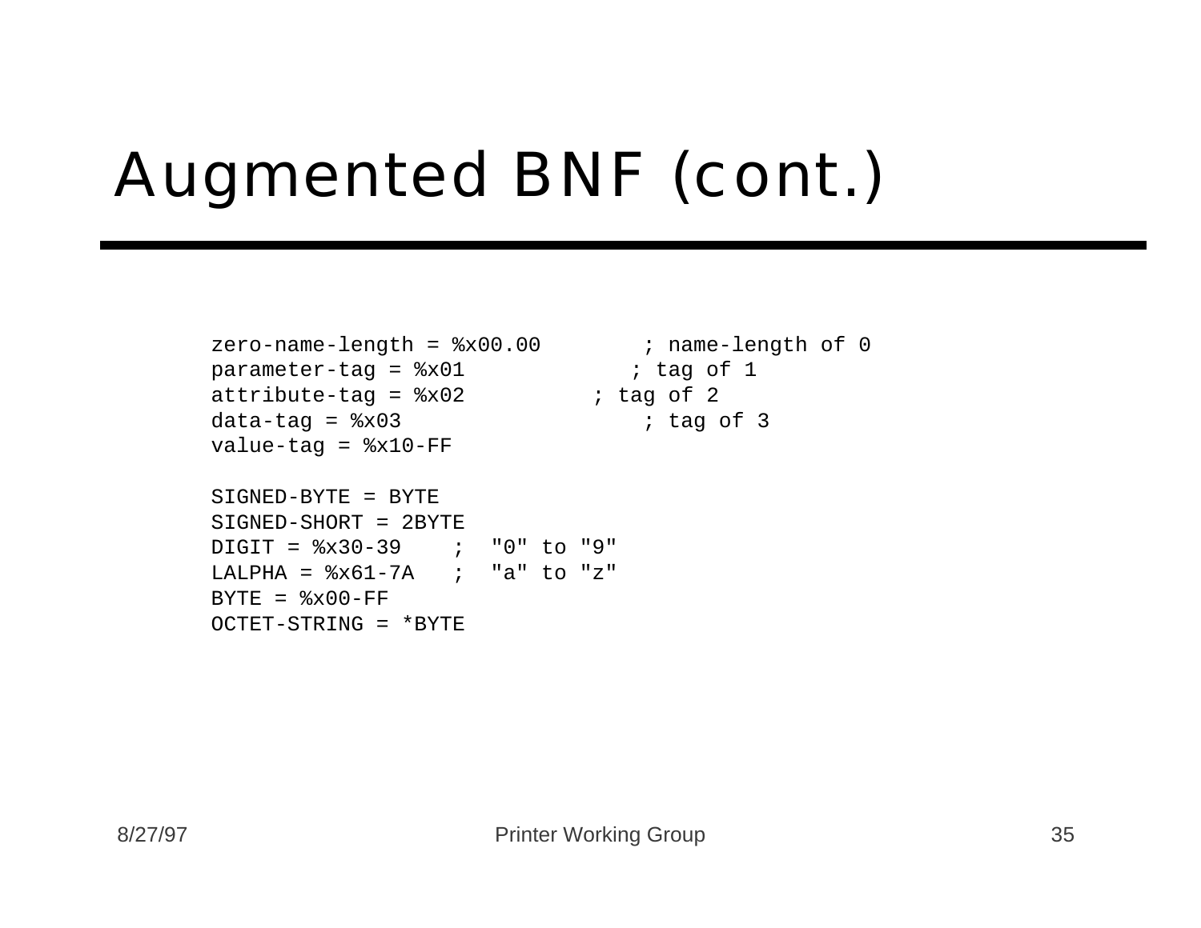# Augmented BNF (cont.)

```
zero-name-length = %x00.00        ; name-length of 0
parameter-tag = %x01              ; tag of 1
attribute-tag = %x02              ; tag of 2
data-tag = %x03                   ; tag of 3
value-tag = %x10-FF

SIGNED-BYTE = BYTE
SIGNED-SHORT = 2BYTE
DIGIT = %x30-39    ;  "0" to "9"
LALPHA = %x61-7A   ;  "a" to "z"
BYTE = %x00-FF
OCTET-STRING = *BYTE
```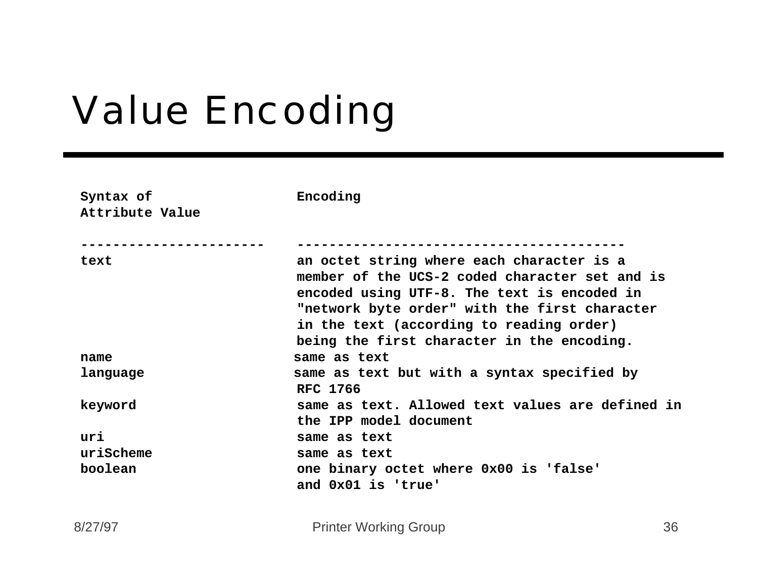# Value Encoding

| Syntax of Attribute Value | Encoding |
|---|---|
| text | an octet string where each character is a member of the UCS-2 coded character set and is encoded using UTF-8. The text is encoded in "network byte order" with the first character in the text (according to reading order) being the first character in the encoding. |
| name | same as text |
| language | same as text but with a syntax specified by RFC 1766 |
| keyword | same as text. Allowed text values are defined in the IPP model document |
| uri | same as text |
| uriScheme | same as text |
| boolean | one binary octet where 0x00 is 'false' and 0x01 is 'true' |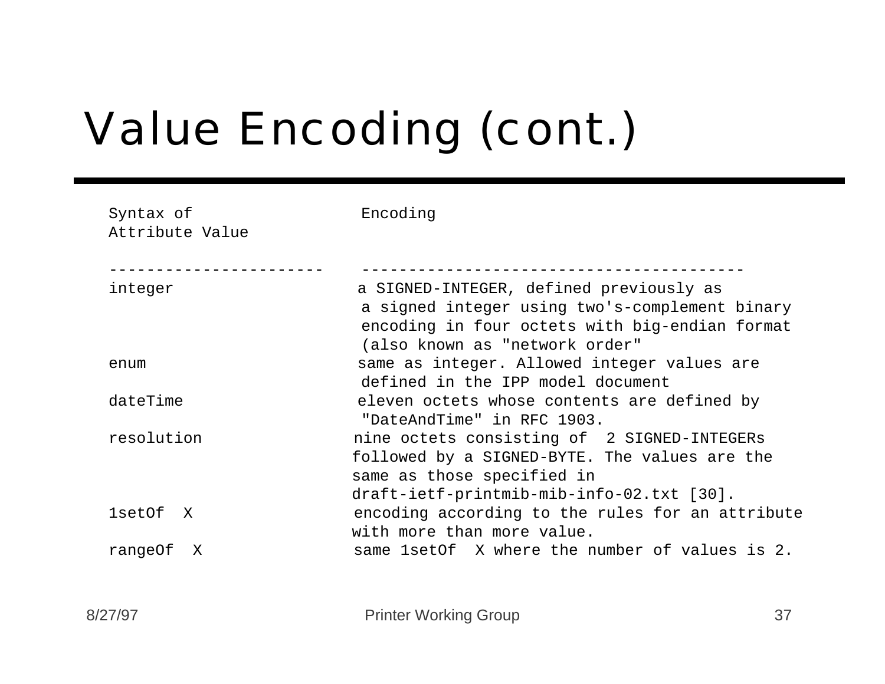# Value Encoding (cont.)

| Syntax of Attribute Value | Encoding |
|---|---|
| integer | a SIGNED-INTEGER, defined previously as a signed integer using two's-complement binary encoding in four octets with big-endian format (also known as "network order" |
| enum | same as integer. Allowed integer values are defined in the IPP model document |
| dateTime | eleven octets whose contents are defined by "DateAndTime" in RFC 1903. |
| resolution | nine octets consisting of 2 SIGNED-INTEGERs followed by a SIGNED-BYTE. The values are the same as those specified in draft-ietf-printmib-mib-info-02.txt [30]. |
| 1setOf X | encoding according to the rules for an attribute with more than more value. |
| rangeOf X | same 1setOf X where the number of values is 2. |

8/27/97 Printer Working Group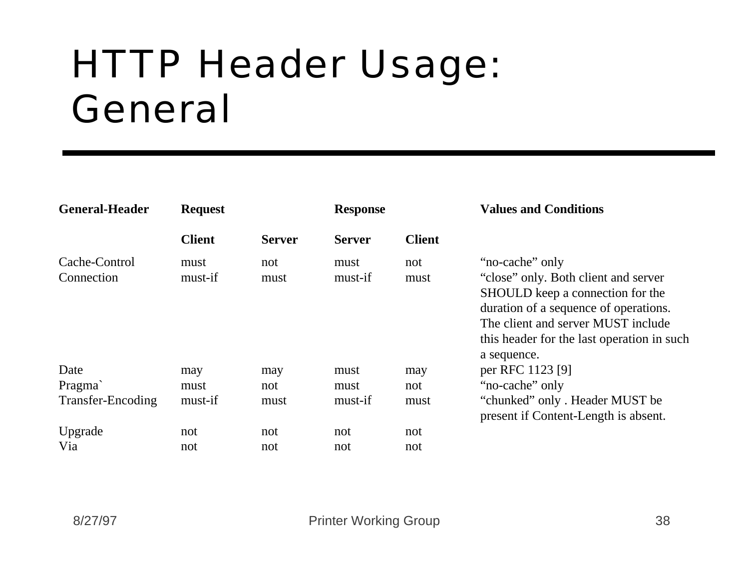# HTTP Header Usage: General

| General-Header | Request | | Response | | Values and Conditions |
|---|---|---|---|---|---|
| | Client | Server | Server | Client | |
| Cache-Control | must | not | must | not | “no-cache” only |
| Connection | must-if | must | must-if | must | “close” only. Both client and server SHOULD keep a connection for the duration of a sequence of operations. The client and server MUST include this header for the last operation in such a sequence. |
| Date | may | may | must | may | per RFC 1123 [9] |
| Pragma` | must | not | must | not | “no-cache” only |
| Transfer-Encoding | must-if | must | must-if | must | “chunked” only . Header MUST be present if Content-Length is absent. |
| Upgrade | not | not | not | not | |
| Via | not | not | not | not | |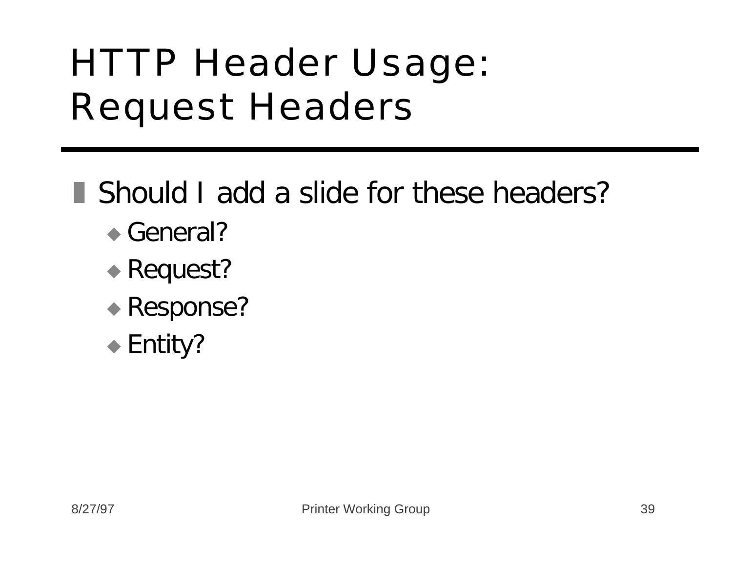# HTTP Header Usage: Request Headers

- Should I add a slide for these headers?
  - General?
  - Request?
  - Response?
  - Entity?